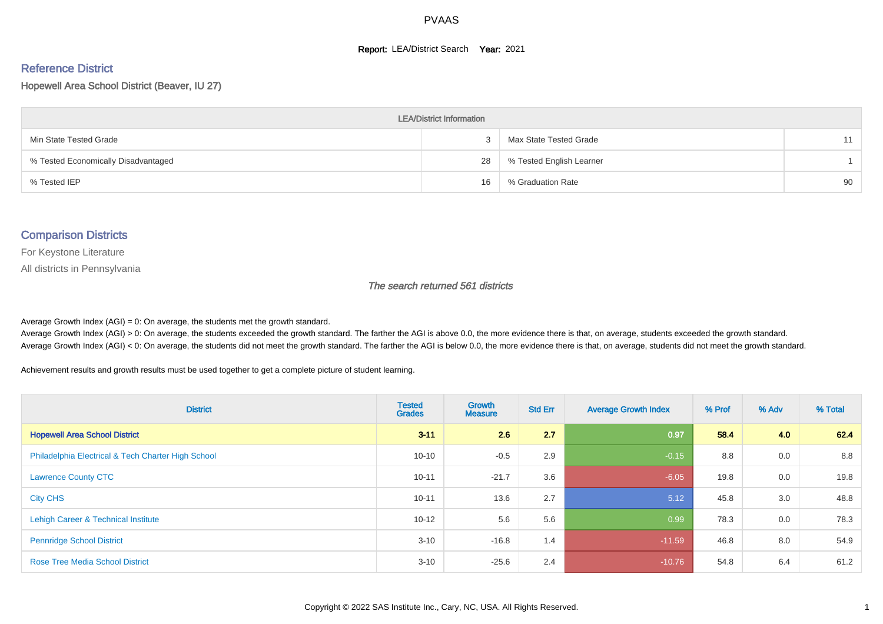# PVAAS

**Report:** LEA/District Search **Year:** 2021

## Reference District

Hopewell Area School District (Beaver, IU 27)

| LEA/District Information | | | |
|---|---|---|---|
| Min State Tested Grade | 3 | Max State Tested Grade | 11 |
| % Tested Economically Disadvantaged | 28 | % Tested English Learner | 1 |
| % Tested IEP | 16 | % Graduation Rate | 90 |

## Comparison Districts

For Keystone Literature

All districts in Pennsylvania

*The search returned 561 districts*

Average Growth Index (AGI) = 0: On average, the students met the growth standard.
Average Growth Index (AGI) > 0: On average, the students exceeded the growth standard. The farther the AGI is above 0.0, the more evidence there is that, on average, students exceeded the growth standard.
Average Growth Index (AGI) < 0: On average, the students did not meet the growth standard. The farther the AGI is below 0.0, the more evidence there is that, on average, students did not meet the growth standard.

Achievement results and growth results must be used together to get a complete picture of student learning.

| District | Tested Grades | Growth Measure | Std Err | Average Growth Index | % Prof | % Adv | % Total |
|---|---|---|---|---|---|---|---|
| **Hopewell Area School District** | **3-11** | **2.6** | **2.7** | **0.97** | **58.4** | **4.0** | **62.4** |
| Philadelphia Electrical & Tech Charter High School | 10-10 | -0.5 | 2.9 | -0.15 | 8.8 | 0.0 | 8.8 |
| Lawrence County CTC | 10-11 | -21.7 | 3.6 | -6.05 | 19.8 | 0.0 | 19.8 |
| City CHS | 10-11 | 13.6 | 2.7 | 5.12 | 45.8 | 3.0 | 48.8 |
| Lehigh Career & Technical Institute | 10-12 | 5.6 | 5.6 | 0.99 | 78.3 | 0.0 | 78.3 |
| Pennridge School District | 3-10 | -16.8 | 1.4 | -11.59 | 46.8 | 8.0 | 54.9 |
| Rose Tree Media School District | 3-10 | -25.6 | 2.4 | -10.76 | 54.8 | 6.4 | 61.2 |

Copyright © 2022 SAS Institute Inc., Cary, NC, USA. All Rights Reserved.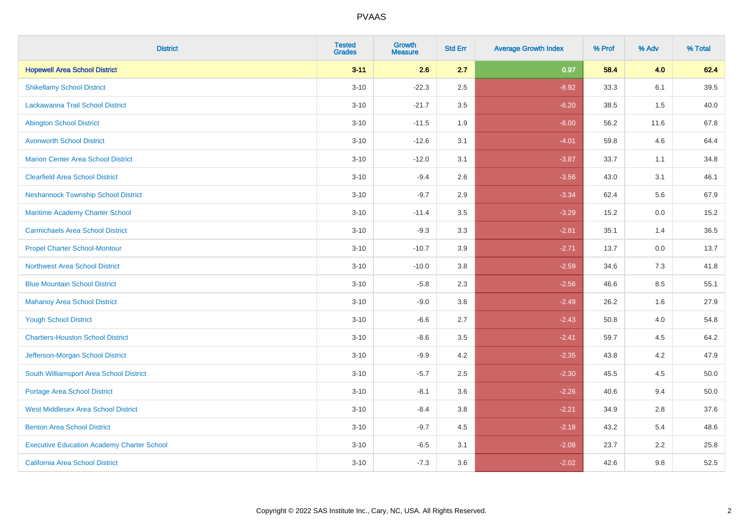# PVAAS

| District | Tested Grades | Growth Measure | Std Err | Average Growth Index | % Prof | % Adv | % Total |
|---|---|---|---|---|---|---|---|
| **Hopewell Area School District** | **3-11** | **2.6** | **2.7** | **0.97** | **58.4** | **4.0** | **62.4** |
| Shikellamy School District | 3-10 | -22.3 | 2.5 | -8.92 | 33.3 | 6.1 | 39.5 |
| Lackawanna Trail School District | 3-10 | -21.7 | 3.5 | -6.20 | 38.5 | 1.5 | 40.0 |
| Abington School District | 3-10 | -11.5 | 1.9 | -6.00 | 56.2 | 11.6 | 67.8 |
| Avonworth School District | 3-10 | -12.6 | 3.1 | -4.01 | 59.8 | 4.6 | 64.4 |
| Marion Center Area School District | 3-10 | -12.0 | 3.1 | -3.87 | 33.7 | 1.1 | 34.8 |
| Clearfield Area School District | 3-10 | -9.4 | 2.6 | -3.56 | 43.0 | 3.1 | 46.1 |
| Neshannock Township School District | 3-10 | -9.7 | 2.9 | -3.34 | 62.4 | 5.6 | 67.9 |
| Maritime Academy Charter School | 3-10 | -11.4 | 3.5 | -3.29 | 15.2 | 0.0 | 15.2 |
| Carmichaels Area School District | 3-10 | -9.3 | 3.3 | -2.81 | 35.1 | 1.4 | 36.5 |
| Propel Charter School-Montour | 3-10 | -10.7 | 3.9 | -2.71 | 13.7 | 0.0 | 13.7 |
| Northwest Area School District | 3-10 | -10.0 | 3.8 | -2.59 | 34.6 | 7.3 | 41.8 |
| Blue Mountain School District | 3-10 | -5.8 | 2.3 | -2.56 | 46.6 | 8.5 | 55.1 |
| Mahanoy Area School District | 3-10 | -9.0 | 3.6 | -2.49 | 26.2 | 1.6 | 27.9 |
| Yough School District | 3-10 | -6.6 | 2.7 | -2.43 | 50.8 | 4.0 | 54.8 |
| Chartiers-Houston School District | 3-10 | -8.6 | 3.5 | -2.41 | 59.7 | 4.5 | 64.2 |
| Jefferson-Morgan School District | 3-10 | -9.9 | 4.2 | -2.35 | 43.8 | 4.2 | 47.9 |
| South Williamsport Area School District | 3-10 | -5.7 | 2.5 | -2.30 | 45.5 | 4.5 | 50.0 |
| Portage Area School District | 3-10 | -8.1 | 3.6 | -2.26 | 40.6 | 9.4 | 50.0 |
| West Middlesex Area School District | 3-10 | -8.4 | 3.8 | -2.21 | 34.9 | 2.8 | 37.6 |
| Benton Area School District | 3-10 | -9.7 | 4.5 | -2.18 | 43.2 | 5.4 | 48.6 |
| Executive Education Academy Charter School | 3-10 | -6.5 | 3.1 | -2.08 | 23.7 | 2.2 | 25.8 |
| California Area School District | 3-10 | -7.3 | 3.6 | -2.02 | 42.6 | 9.8 | 52.5 |

Copyright © 2022 SAS Institute Inc., Cary, NC, USA. All Rights Reserved.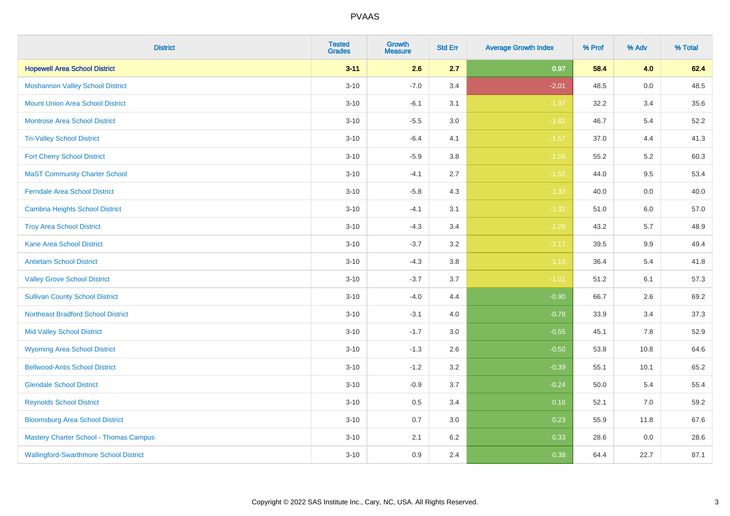| District | Tested Grades | Growth Measure | Std Err | Average Growth Index | % Prof | % Adv | % Total |
|---|---|---|---|---|---|---|---|
| **Hopewell Area School District** | **3-11** | **2.6** | **2.7** | **0.97** | **58.4** | **4.0** | **62.4** |
| Moshannon Valley School District | 3-10 | -7.0 | 3.4 | -2.01 | 48.5 | 0.0 | 48.5 |
| Mount Union Area School District | 3-10 | -6.1 | 3.1 | -1.97 | 32.2 | 3.4 | 35.6 |
| Montrose Area School District | 3-10 | -5.5 | 3.0 | -1.82 | 46.7 | 5.4 | 52.2 |
| Tri-Valley School District | 3-10 | -6.4 | 4.1 | -1.57 | 37.0 | 4.4 | 41.3 |
| Fort Cherry School District | 3-10 | -5.9 | 3.8 | -1.56 | 55.2 | 5.2 | 60.3 |
| MaST Community Charter School | 3-10 | -4.1 | 2.7 | -1.52 | 44.0 | 9.5 | 53.4 |
| Ferndale Area School District | 3-10 | -5.8 | 4.3 | -1.33 | 40.0 | 0.0 | 40.0 |
| Cambria Heights School District | 3-10 | -4.1 | 3.1 | -1.32 | 51.0 | 6.0 | 57.0 |
| Troy Area School District | 3-10 | -4.3 | 3.4 | -1.26 | 43.2 | 5.7 | 48.9 |
| Kane Area School District | 3-10 | -3.7 | 3.2 | -1.17 | 39.5 | 9.9 | 49.4 |
| Antietam School District | 3-10 | -4.3 | 3.8 | -1.13 | 36.4 | 5.4 | 41.8 |
| Valley Grove School District | 3-10 | -3.7 | 3.7 | -1.01 | 51.2 | 6.1 | 57.3 |
| Sullivan County School District | 3-10 | -4.0 | 4.4 | -0.90 | 66.7 | 2.6 | 69.2 |
| Northeast Bradford School District | 3-10 | -3.1 | 4.0 | -0.78 | 33.9 | 3.4 | 37.3 |
| Mid Valley School District | 3-10 | -1.7 | 3.0 | -0.55 | 45.1 | 7.8 | 52.9 |
| Wyoming Area School District | 3-10 | -1.3 | 2.6 | -0.50 | 53.8 | 10.8 | 64.6 |
| Bellwood-Antis School District | 3-10 | -1.2 | 3.2 | -0.39 | 55.1 | 10.1 | 65.2 |
| Glendale School District | 3-10 | -0.9 | 3.7 | -0.24 | 50.0 | 5.4 | 55.4 |
| Reynolds School District | 3-10 | 0.5 | 3.4 | 0.16 | 52.1 | 7.0 | 59.2 |
| Bloomsburg Area School District | 3-10 | 0.7 | 3.0 | 0.23 | 55.9 | 11.8 | 67.6 |
| Mastery Charter School - Thomas Campus | 3-10 | 2.1 | 6.2 | 0.33 | 28.6 | 0.0 | 28.6 |
| Wallingford-Swarthmore School District | 3-10 | 0.9 | 2.4 | 0.38 | 64.4 | 22.7 | 87.1 |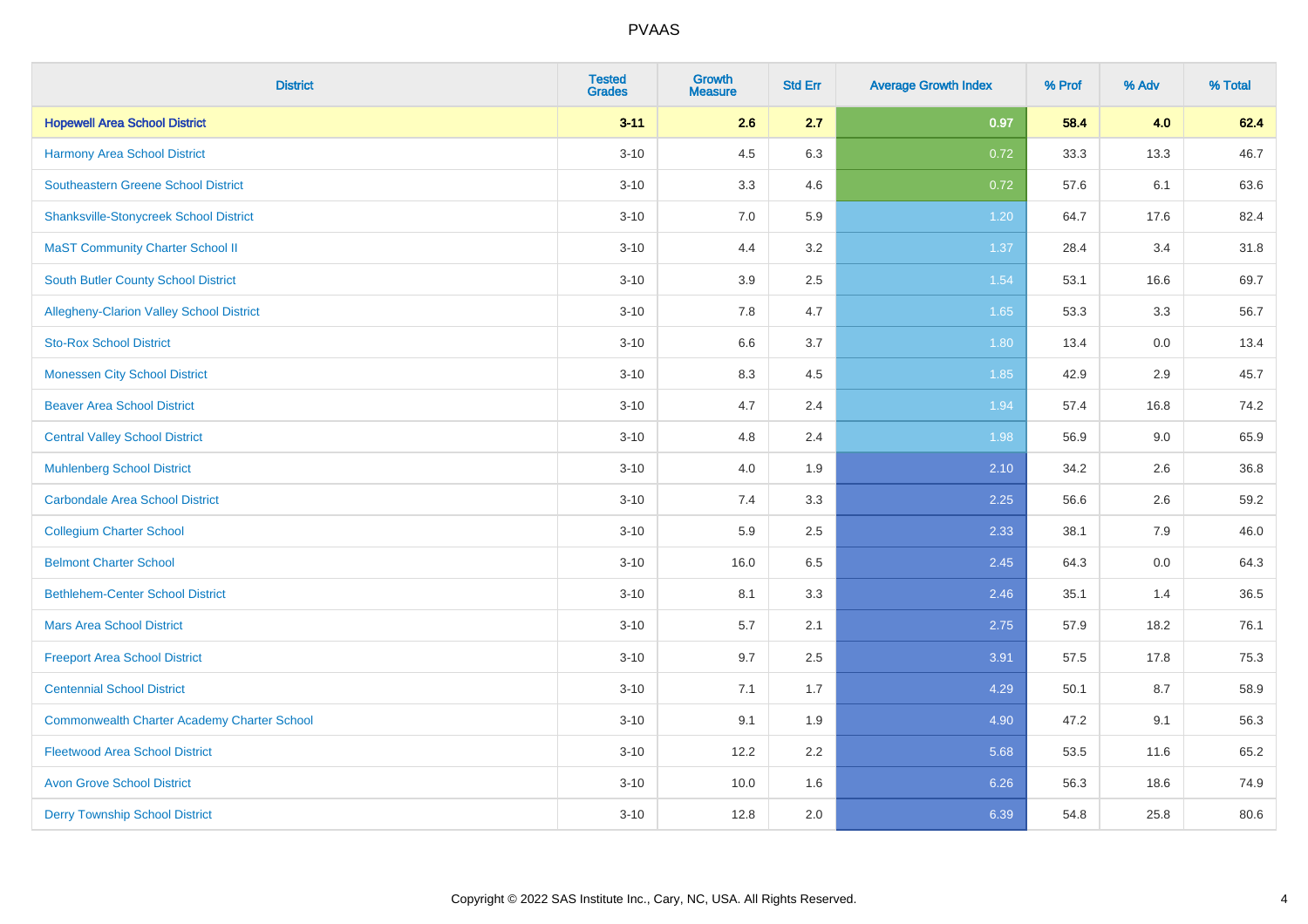# PVAAS

| District | Tested Grades | Growth Measure | Std Err | Average Growth Index | % Prof | % Adv | % Total |
|---|---|---|---|---|---|---|---|
| **Hopewell Area School District** | **3-11** | **2.6** | **2.7** | **0.97** | **58.4** | **4.0** | **62.4** |
| Harmony Area School District | 3-10 | 4.5 | 6.3 | 0.72 | 33.3 | 13.3 | 46.7 |
| Southeastern Greene School District | 3-10 | 3.3 | 4.6 | 0.72 | 57.6 | 6.1 | 63.6 |
| Shanksville-Stonycreek School District | 3-10 | 7.0 | 5.9 | 1.20 | 64.7 | 17.6 | 82.4 |
| MaST Community Charter School II | 3-10 | 4.4 | 3.2 | 1.37 | 28.4 | 3.4 | 31.8 |
| South Butler County School District | 3-10 | 3.9 | 2.5 | 1.54 | 53.1 | 16.6 | 69.7 |
| Allegheny-Clarion Valley School District | 3-10 | 7.8 | 4.7 | 1.65 | 53.3 | 3.3 | 56.7 |
| Sto-Rox School District | 3-10 | 6.6 | 3.7 | 1.80 | 13.4 | 0.0 | 13.4 |
| Monessen City School District | 3-10 | 8.3 | 4.5 | 1.85 | 42.9 | 2.9 | 45.7 |
| Beaver Area School District | 3-10 | 4.7 | 2.4 | 1.94 | 57.4 | 16.8 | 74.2 |
| Central Valley School District | 3-10 | 4.8 | 2.4 | 1.98 | 56.9 | 9.0 | 65.9 |
| Muhlenberg School District | 3-10 | 4.0 | 1.9 | 2.10 | 34.2 | 2.6 | 36.8 |
| Carbondale Area School District | 3-10 | 7.4 | 3.3 | 2.25 | 56.6 | 2.6 | 59.2 |
| Collegium Charter School | 3-10 | 5.9 | 2.5 | 2.33 | 38.1 | 7.9 | 46.0 |
| Belmont Charter School | 3-10 | 16.0 | 6.5 | 2.45 | 64.3 | 0.0 | 64.3 |
| Bethlehem-Center School District | 3-10 | 8.1 | 3.3 | 2.46 | 35.1 | 1.4 | 36.5 |
| Mars Area School District | 3-10 | 5.7 | 2.1 | 2.75 | 57.9 | 18.2 | 76.1 |
| Freeport Area School District | 3-10 | 9.7 | 2.5 | 3.91 | 57.5 | 17.8 | 75.3 |
| Centennial School District | 3-10 | 7.1 | 1.7 | 4.29 | 50.1 | 8.7 | 58.9 |
| Commonwealth Charter Academy Charter School | 3-10 | 9.1 | 1.9 | 4.90 | 47.2 | 9.1 | 56.3 |
| Fleetwood Area School District | 3-10 | 12.2 | 2.2 | 5.68 | 53.5 | 11.6 | 65.2 |
| Avon Grove School District | 3-10 | 10.0 | 1.6 | 6.26 | 56.3 | 18.6 | 74.9 |
| Derry Township School District | 3-10 | 12.8 | 2.0 | 6.39 | 54.8 | 25.8 | 80.6 |

Copyright © 2022 SAS Institute Inc., Cary, NC, USA. All Rights Reserved.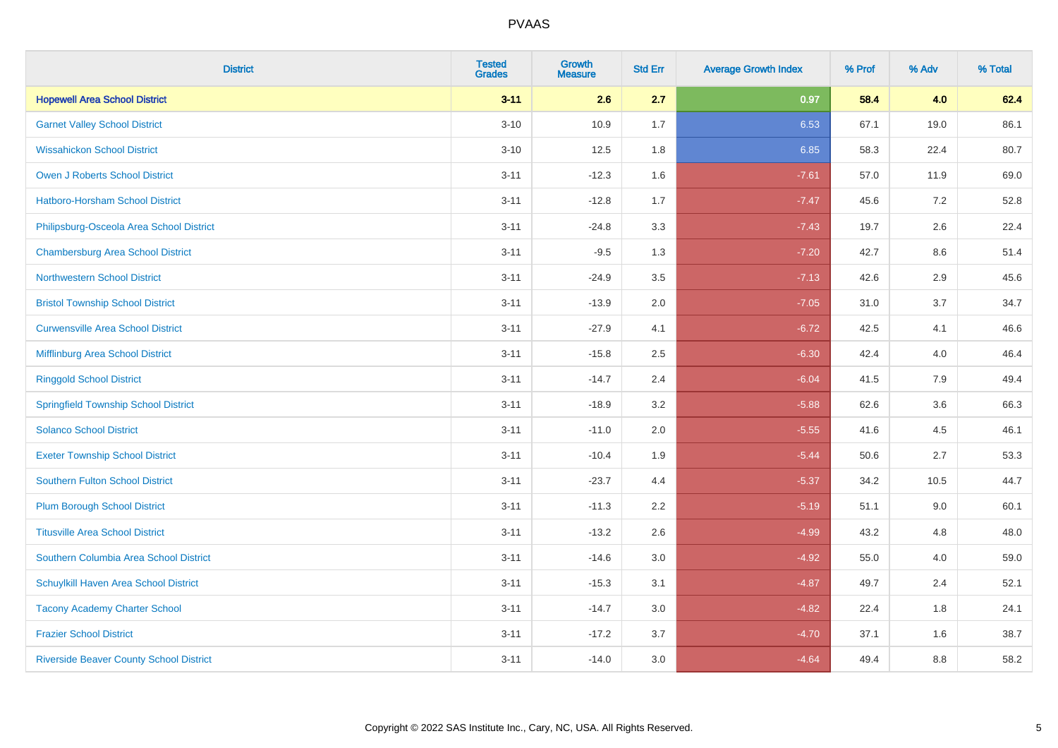# PVAAS

| District | Tested Grades | Growth Measure | Std Err | Average Growth Index | % Prof | % Adv | % Total |
|---|---|---|---|---|---|---|---|
| **Hopewell Area School District** | **3-11** | **2.6** | **2.7** | **0.97** | **58.4** | **4.0** | **62.4** |
| Garnet Valley School District | 3-10 | 10.9 | 1.7 | 6.53 | 67.1 | 19.0 | 86.1 |
| Wissahickon School District | 3-10 | 12.5 | 1.8 | 6.85 | 58.3 | 22.4 | 80.7 |
| Owen J Roberts School District | 3-11 | -12.3 | 1.6 | -7.61 | 57.0 | 11.9 | 69.0 |
| Hatboro-Horsham School District | 3-11 | -12.8 | 1.7 | -7.47 | 45.6 | 7.2 | 52.8 |
| Philipsburg-Osceola Area School District | 3-11 | -24.8 | 3.3 | -7.43 | 19.7 | 2.6 | 22.4 |
| Chambersburg Area School District | 3-11 | -9.5 | 1.3 | -7.20 | 42.7 | 8.6 | 51.4 |
| Northwestern School District | 3-11 | -24.9 | 3.5 | -7.13 | 42.6 | 2.9 | 45.6 |
| Bristol Township School District | 3-11 | -13.9 | 2.0 | -7.05 | 31.0 | 3.7 | 34.7 |
| Curwensville Area School District | 3-11 | -27.9 | 4.1 | -6.72 | 42.5 | 4.1 | 46.6 |
| Mifflinburg Area School District | 3-11 | -15.8 | 2.5 | -6.30 | 42.4 | 4.0 | 46.4 |
| Ringgold School District | 3-11 | -14.7 | 2.4 | -6.04 | 41.5 | 7.9 | 49.4 |
| Springfield Township School District | 3-11 | -18.9 | 3.2 | -5.88 | 62.6 | 3.6 | 66.3 |
| Solanco School District | 3-11 | -11.0 | 2.0 | -5.55 | 41.6 | 4.5 | 46.1 |
| Exeter Township School District | 3-11 | -10.4 | 1.9 | -5.44 | 50.6 | 2.7 | 53.3 |
| Southern Fulton School District | 3-11 | -23.7 | 4.4 | -5.37 | 34.2 | 10.5 | 44.7 |
| Plum Borough School District | 3-11 | -11.3 | 2.2 | -5.19 | 51.1 | 9.0 | 60.1 |
| Titusville Area School District | 3-11 | -13.2 | 2.6 | -4.99 | 43.2 | 4.8 | 48.0 |
| Southern Columbia Area School District | 3-11 | -14.6 | 3.0 | -4.92 | 55.0 | 4.0 | 59.0 |
| Schuylkill Haven Area School District | 3-11 | -15.3 | 3.1 | -4.87 | 49.7 | 2.4 | 52.1 |
| Tacony Academy Charter School | 3-11 | -14.7 | 3.0 | -4.82 | 22.4 | 1.8 | 24.1 |
| Frazier School District | 3-11 | -17.2 | 3.7 | -4.70 | 37.1 | 1.6 | 38.7 |
| Riverside Beaver County School District | 3-11 | -14.0 | 3.0 | -4.64 | 49.4 | 8.8 | 58.2 |

Copyright © 2022 SAS Institute Inc., Cary, NC, USA. All Rights Reserved.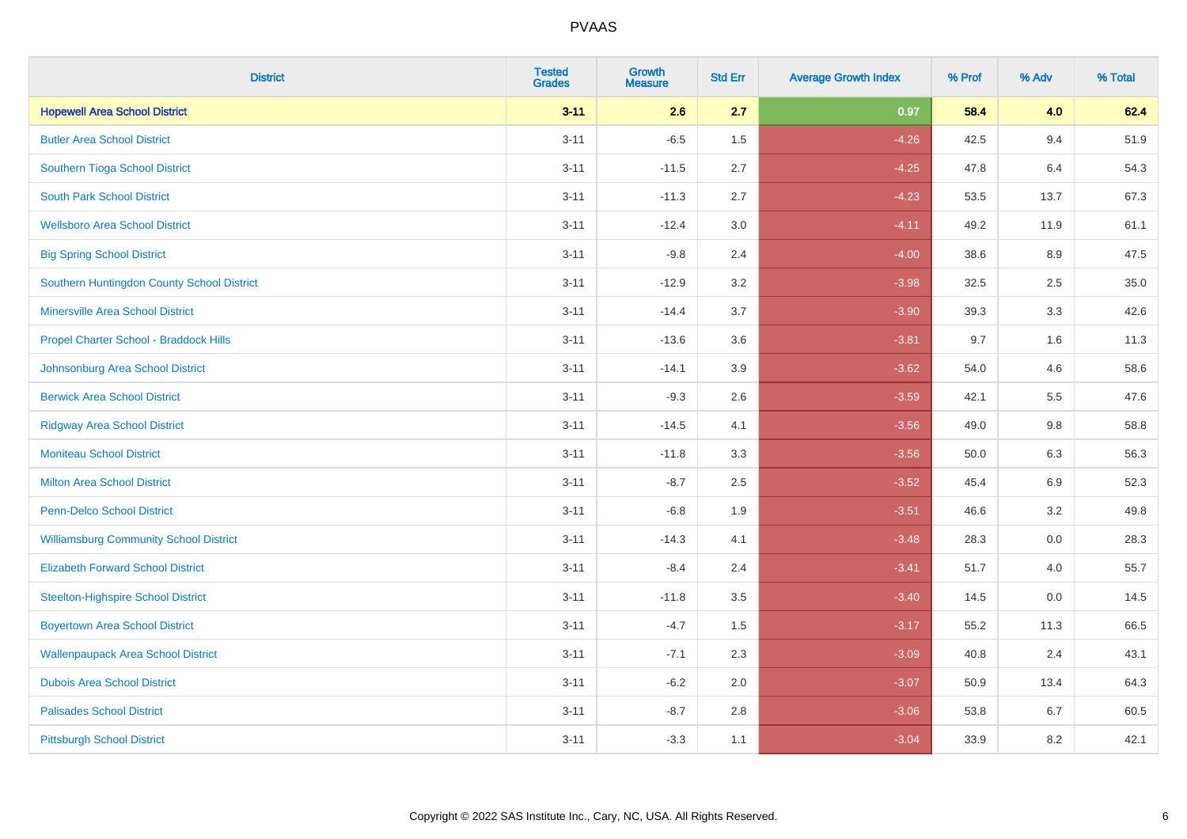| District | Tested Grades | Growth Measure | Std Err | Average Growth Index | % Prof | % Adv | % Total |
|---|---|---|---|---|---|---|---|
| **Hopewell Area School District** | **3-11** | **2.6** | **2.7** | **0.97** | **58.4** | **4.0** | **62.4** |
| Butler Area School District | 3-11 | -6.5 | 1.5 | -4.26 | 42.5 | 9.4 | 51.9 |
| Southern Tioga School District | 3-11 | -11.5 | 2.7 | -4.25 | 47.8 | 6.4 | 54.3 |
| South Park School District | 3-11 | -11.3 | 2.7 | -4.23 | 53.5 | 13.7 | 67.3 |
| Wellsboro Area School District | 3-11 | -12.4 | 3.0 | -4.11 | 49.2 | 11.9 | 61.1 |
| Big Spring School District | 3-11 | -9.8 | 2.4 | -4.00 | 38.6 | 8.9 | 47.5 |
| Southern Huntingdon County School District | 3-11 | -12.9 | 3.2 | -3.98 | 32.5 | 2.5 | 35.0 |
| Minersville Area School District | 3-11 | -14.4 | 3.7 | -3.90 | 39.3 | 3.3 | 42.6 |
| Propel Charter School - Braddock Hills | 3-11 | -13.6 | 3.6 | -3.81 | 9.7 | 1.6 | 11.3 |
| Johnsonburg Area School District | 3-11 | -14.1 | 3.9 | -3.62 | 54.0 | 4.6 | 58.6 |
| Berwick Area School District | 3-11 | -9.3 | 2.6 | -3.59 | 42.1 | 5.5 | 47.6 |
| Ridgway Area School District | 3-11 | -14.5 | 4.1 | -3.56 | 49.0 | 9.8 | 58.8 |
| Moniteau School District | 3-11 | -11.8 | 3.3 | -3.56 | 50.0 | 6.3 | 56.3 |
| Milton Area School District | 3-11 | -8.7 | 2.5 | -3.52 | 45.4 | 6.9 | 52.3 |
| Penn-Delco School District | 3-11 | -6.8 | 1.9 | -3.51 | 46.6 | 3.2 | 49.8 |
| Williamsburg Community School District | 3-11 | -14.3 | 4.1 | -3.48 | 28.3 | 0.0 | 28.3 |
| Elizabeth Forward School District | 3-11 | -8.4 | 2.4 | -3.41 | 51.7 | 4.0 | 55.7 |
| Steelton-Highspire School District | 3-11 | -11.8 | 3.5 | -3.40 | 14.5 | 0.0 | 14.5 |
| Boyertown Area School District | 3-11 | -4.7 | 1.5 | -3.17 | 55.2 | 11.3 | 66.5 |
| Wallenpaupack Area School District | 3-11 | -7.1 | 2.3 | -3.09 | 40.8 | 2.4 | 43.1 |
| Dubois Area School District | 3-11 | -6.2 | 2.0 | -3.07 | 50.9 | 13.4 | 64.3 |
| Palisades School District | 3-11 | -8.7 | 2.8 | -3.06 | 53.8 | 6.7 | 60.5 |
| Pittsburgh School District | 3-11 | -3.3 | 1.1 | -3.04 | 33.9 | 8.2 | 42.1 |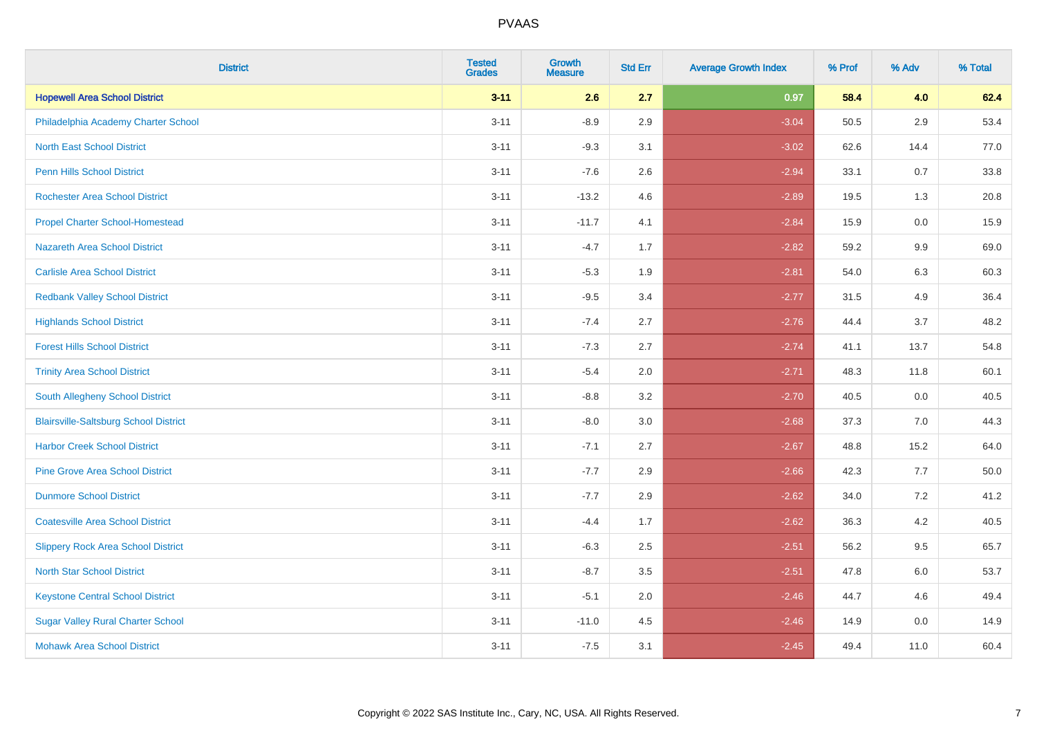# PVAAS

| District | Tested Grades | Growth Measure | Std Err | Average Growth Index | % Prof | % Adv | % Total |
|---|---|---|---|---|---|---|---|
| **Hopewell Area School District** | **3-11** | **2.6** | **2.7** | **0.97** | **58.4** | **4.0** | **62.4** |
| Philadelphia Academy Charter School | 3-11 | -8.9 | 2.9 | -3.04 | 50.5 | 2.9 | 53.4 |
| North East School District | 3-11 | -9.3 | 3.1 | -3.02 | 62.6 | 14.4 | 77.0 |
| Penn Hills School District | 3-11 | -7.6 | 2.6 | -2.94 | 33.1 | 0.7 | 33.8 |
| Rochester Area School District | 3-11 | -13.2 | 4.6 | -2.89 | 19.5 | 1.3 | 20.8 |
| Propel Charter School-Homestead | 3-11 | -11.7 | 4.1 | -2.84 | 15.9 | 0.0 | 15.9 |
| Nazareth Area School District | 3-11 | -4.7 | 1.7 | -2.82 | 59.2 | 9.9 | 69.0 |
| Carlisle Area School District | 3-11 | -5.3 | 1.9 | -2.81 | 54.0 | 6.3 | 60.3 |
| Redbank Valley School District | 3-11 | -9.5 | 3.4 | -2.77 | 31.5 | 4.9 | 36.4 |
| Highlands School District | 3-11 | -7.4 | 2.7 | -2.76 | 44.4 | 3.7 | 48.2 |
| Forest Hills School District | 3-11 | -7.3 | 2.7 | -2.74 | 41.1 | 13.7 | 54.8 |
| Trinity Area School District | 3-11 | -5.4 | 2.0 | -2.71 | 48.3 | 11.8 | 60.1 |
| South Allegheny School District | 3-11 | -8.8 | 3.2 | -2.70 | 40.5 | 0.0 | 40.5 |
| Blairsville-Saltsburg School District | 3-11 | -8.0 | 3.0 | -2.68 | 37.3 | 7.0 | 44.3 |
| Harbor Creek School District | 3-11 | -7.1 | 2.7 | -2.67 | 48.8 | 15.2 | 64.0 |
| Pine Grove Area School District | 3-11 | -7.7 | 2.9 | -2.66 | 42.3 | 7.7 | 50.0 |
| Dunmore School District | 3-11 | -7.7 | 2.9 | -2.62 | 34.0 | 7.2 | 41.2 |
| Coatesville Area School District | 3-11 | -4.4 | 1.7 | -2.62 | 36.3 | 4.2 | 40.5 |
| Slippery Rock Area School District | 3-11 | -6.3 | 2.5 | -2.51 | 56.2 | 9.5 | 65.7 |
| North Star School District | 3-11 | -8.7 | 3.5 | -2.51 | 47.8 | 6.0 | 53.7 |
| Keystone Central School District | 3-11 | -5.1 | 2.0 | -2.46 | 44.7 | 4.6 | 49.4 |
| Sugar Valley Rural Charter School | 3-11 | -11.0 | 4.5 | -2.46 | 14.9 | 0.0 | 14.9 |
| Mohawk Area School District | 3-11 | -7.5 | 3.1 | -2.45 | 49.4 | 11.0 | 60.4 |

Copyright © 2022 SAS Institute Inc., Cary, NC, USA. All Rights Reserved.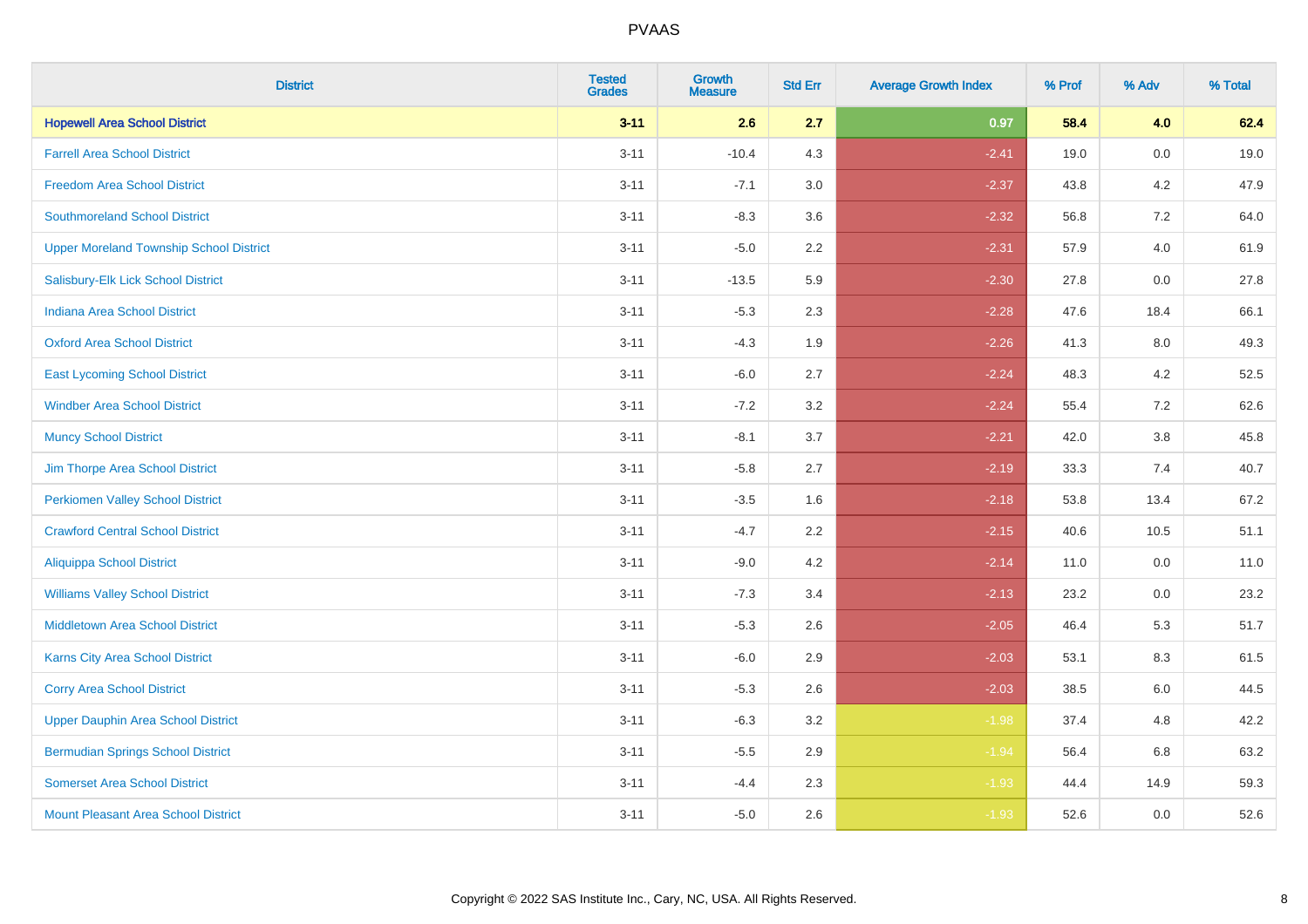# PVAAS

| District | Tested Grades | Growth Measure | Std Err | Average Growth Index | % Prof | % Adv | % Total |
|---|---|---|---|---|---|---|---|
| **Hopewell Area School District** | **3-11** | **2.6** | **2.7** | **0.97** | **58.4** | **4.0** | **62.4** |
| Farrell Area School District | 3-11 | -10.4 | 4.3 | -2.41 | 19.0 | 0.0 | 19.0 |
| Freedom Area School District | 3-11 | -7.1 | 3.0 | -2.37 | 43.8 | 4.2 | 47.9 |
| Southmoreland School District | 3-11 | -8.3 | 3.6 | -2.32 | 56.8 | 7.2 | 64.0 |
| Upper Moreland Township School District | 3-11 | -5.0 | 2.2 | -2.31 | 57.9 | 4.0 | 61.9 |
| Salisbury-Elk Lick School District | 3-11 | -13.5 | 5.9 | -2.30 | 27.8 | 0.0 | 27.8 |
| Indiana Area School District | 3-11 | -5.3 | 2.3 | -2.28 | 47.6 | 18.4 | 66.1 |
| Oxford Area School District | 3-11 | -4.3 | 1.9 | -2.26 | 41.3 | 8.0 | 49.3 |
| East Lycoming School District | 3-11 | -6.0 | 2.7 | -2.24 | 48.3 | 4.2 | 52.5 |
| Windber Area School District | 3-11 | -7.2 | 3.2 | -2.24 | 55.4 | 7.2 | 62.6 |
| Muncy School District | 3-11 | -8.1 | 3.7 | -2.21 | 42.0 | 3.8 | 45.8 |
| Jim Thorpe Area School District | 3-11 | -5.8 | 2.7 | -2.19 | 33.3 | 7.4 | 40.7 |
| Perkiomen Valley School District | 3-11 | -3.5 | 1.6 | -2.18 | 53.8 | 13.4 | 67.2 |
| Crawford Central School District | 3-11 | -4.7 | 2.2 | -2.15 | 40.6 | 10.5 | 51.1 |
| Aliquippa School District | 3-11 | -9.0 | 4.2 | -2.14 | 11.0 | 0.0 | 11.0 |
| Williams Valley School District | 3-11 | -7.3 | 3.4 | -2.13 | 23.2 | 0.0 | 23.2 |
| Middletown Area School District | 3-11 | -5.3 | 2.6 | -2.05 | 46.4 | 5.3 | 51.7 |
| Karns City Area School District | 3-11 | -6.0 | 2.9 | -2.03 | 53.1 | 8.3 | 61.5 |
| Corry Area School District | 3-11 | -5.3 | 2.6 | -2.03 | 38.5 | 6.0 | 44.5 |
| Upper Dauphin Area School District | 3-11 | -6.3 | 3.2 | -1.98 | 37.4 | 4.8 | 42.2 |
| Bermudian Springs School District | 3-11 | -5.5 | 2.9 | -1.94 | 56.4 | 6.8 | 63.2 |
| Somerset Area School District | 3-11 | -4.4 | 2.3 | -1.93 | 44.4 | 14.9 | 59.3 |
| Mount Pleasant Area School District | 3-11 | -5.0 | 2.6 | -1.93 | 52.6 | 0.0 | 52.6 |

Copyright © 2022 SAS Institute Inc., Cary, NC, USA. All Rights Reserved.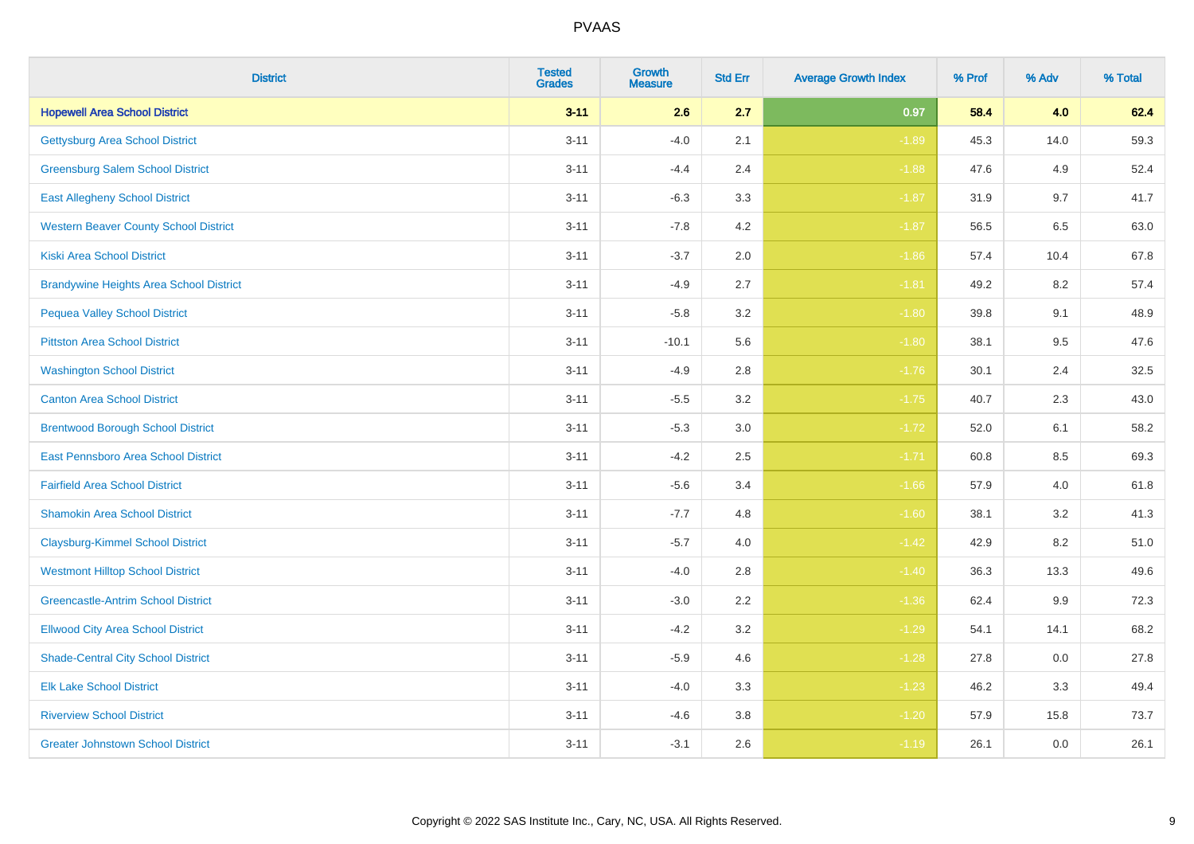# PVAAS

| District | Tested Grades | Growth Measure | Std Err | Average Growth Index | % Prof | % Adv | % Total |
|---|---|---|---|---|---|---|---|
| **Hopewell Area School District** | **3-11** | **2.6** | **2.7** | **0.97** | **58.4** | **4.0** | **62.4** |
| Gettysburg Area School District | 3-11 | -4.0 | 2.1 | -1.89 | 45.3 | 14.0 | 59.3 |
| Greensburg Salem School District | 3-11 | -4.4 | 2.4 | -1.88 | 47.6 | 4.9 | 52.4 |
| East Allegheny School District | 3-11 | -6.3 | 3.3 | -1.87 | 31.9 | 9.7 | 41.7 |
| Western Beaver County School District | 3-11 | -7.8 | 4.2 | -1.87 | 56.5 | 6.5 | 63.0 |
| Kiski Area School District | 3-11 | -3.7 | 2.0 | -1.86 | 57.4 | 10.4 | 67.8 |
| Brandywine Heights Area School District | 3-11 | -4.9 | 2.7 | -1.81 | 49.2 | 8.2 | 57.4 |
| Pequea Valley School District | 3-11 | -5.8 | 3.2 | -1.80 | 39.8 | 9.1 | 48.9 |
| Pittston Area School District | 3-11 | -10.1 | 5.6 | -1.80 | 38.1 | 9.5 | 47.6 |
| Washington School District | 3-11 | -4.9 | 2.8 | -1.76 | 30.1 | 2.4 | 32.5 |
| Canton Area School District | 3-11 | -5.5 | 3.2 | -1.75 | 40.7 | 2.3 | 43.0 |
| Brentwood Borough School District | 3-11 | -5.3 | 3.0 | -1.72 | 52.0 | 6.1 | 58.2 |
| East Pennsboro Area School District | 3-11 | -4.2 | 2.5 | -1.71 | 60.8 | 8.5 | 69.3 |
| Fairfield Area School District | 3-11 | -5.6 | 3.4 | -1.66 | 57.9 | 4.0 | 61.8 |
| Shamokin Area School District | 3-11 | -7.7 | 4.8 | -1.60 | 38.1 | 3.2 | 41.3 |
| Claysburg-Kimmel School District | 3-11 | -5.7 | 4.0 | -1.42 | 42.9 | 8.2 | 51.0 |
| Westmont Hilltop School District | 3-11 | -4.0 | 2.8 | -1.40 | 36.3 | 13.3 | 49.6 |
| Greencastle-Antrim School District | 3-11 | -3.0 | 2.2 | -1.36 | 62.4 | 9.9 | 72.3 |
| Ellwood City Area School District | 3-11 | -4.2 | 3.2 | -1.29 | 54.1 | 14.1 | 68.2 |
| Shade-Central City School District | 3-11 | -5.9 | 4.6 | -1.28 | 27.8 | 0.0 | 27.8 |
| Elk Lake School District | 3-11 | -4.0 | 3.3 | -1.23 | 46.2 | 3.3 | 49.4 |
| Riverview School District | 3-11 | -4.6 | 3.8 | -1.20 | 57.9 | 15.8 | 73.7 |
| Greater Johnstown School District | 3-11 | -3.1 | 2.6 | -1.19 | 26.1 | 0.0 | 26.1 |

Copyright © 2022 SAS Institute Inc., Cary, NC, USA. All Rights Reserved.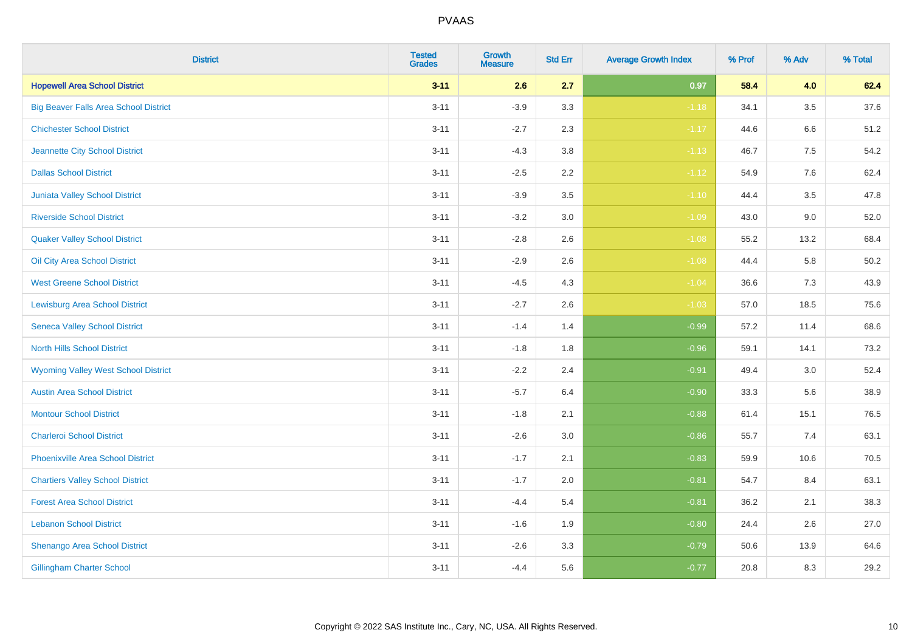| District | Tested Grades | Growth Measure | Std Err | Average Growth Index | % Prof | % Adv | % Total |
|---|---|---|---|---|---|---|---|
| **Hopewell Area School District** | **3-11** | **2.6** | **2.7** | **0.97** | **58.4** | **4.0** | **62.4** |
| Big Beaver Falls Area School District | 3-11 | -3.9 | 3.3 | -1.18 | 34.1 | 3.5 | 37.6 |
| Chichester School District | 3-11 | -2.7 | 2.3 | -1.17 | 44.6 | 6.6 | 51.2 |
| Jeannette City School District | 3-11 | -4.3 | 3.8 | -1.13 | 46.7 | 7.5 | 54.2 |
| Dallas School District | 3-11 | -2.5 | 2.2 | -1.12 | 54.9 | 7.6 | 62.4 |
| Juniata Valley School District | 3-11 | -3.9 | 3.5 | -1.10 | 44.4 | 3.5 | 47.8 |
| Riverside School District | 3-11 | -3.2 | 3.0 | -1.09 | 43.0 | 9.0 | 52.0 |
| Quaker Valley School District | 3-11 | -2.8 | 2.6 | -1.08 | 55.2 | 13.2 | 68.4 |
| Oil City Area School District | 3-11 | -2.9 | 2.6 | -1.08 | 44.4 | 5.8 | 50.2 |
| West Greene School District | 3-11 | -4.5 | 4.3 | -1.04 | 36.6 | 7.3 | 43.9 |
| Lewisburg Area School District | 3-11 | -2.7 | 2.6 | -1.03 | 57.0 | 18.5 | 75.6 |
| Seneca Valley School District | 3-11 | -1.4 | 1.4 | -0.99 | 57.2 | 11.4 | 68.6 |
| North Hills School District | 3-11 | -1.8 | 1.8 | -0.96 | 59.1 | 14.1 | 73.2 |
| Wyoming Valley West School District | 3-11 | -2.2 | 2.4 | -0.91 | 49.4 | 3.0 | 52.4 |
| Austin Area School District | 3-11 | -5.7 | 6.4 | -0.90 | 33.3 | 5.6 | 38.9 |
| Montour School District | 3-11 | -1.8 | 2.1 | -0.88 | 61.4 | 15.1 | 76.5 |
| Charleroi School District | 3-11 | -2.6 | 3.0 | -0.86 | 55.7 | 7.4 | 63.1 |
| Phoenixville Area School District | 3-11 | -1.7 | 2.1 | -0.83 | 59.9 | 10.6 | 70.5 |
| Chartiers Valley School District | 3-11 | -1.7 | 2.0 | -0.81 | 54.7 | 8.4 | 63.1 |
| Forest Area School District | 3-11 | -4.4 | 5.4 | -0.81 | 36.2 | 2.1 | 38.3 |
| Lebanon School District | 3-11 | -1.6 | 1.9 | -0.80 | 24.4 | 2.6 | 27.0 |
| Shenango Area School District | 3-11 | -2.6 | 3.3 | -0.79 | 50.6 | 13.9 | 64.6 |
| Gillingham Charter School | 3-11 | -4.4 | 5.6 | -0.77 | 20.8 | 8.3 | 29.2 |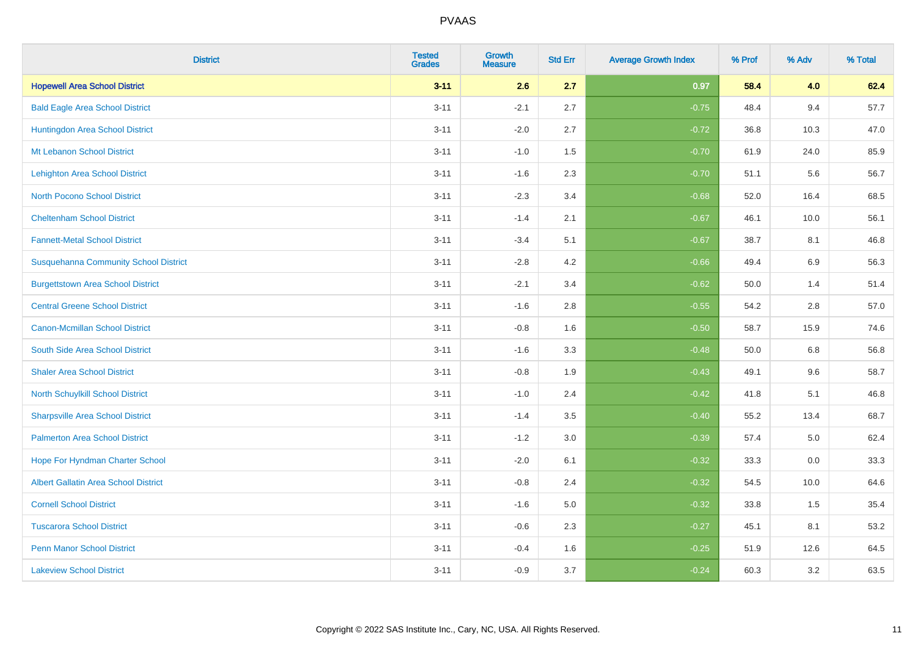| District | Tested Grades | Growth Measure | Std Err | Average Growth Index | % Prof | % Adv | % Total |
|---|---|---|---|---|---|---|---|
| **Hopewell Area School District** | **3-11** | **2.6** | **2.7** | **0.97** | **58.4** | **4.0** | **62.4** |
| Bald Eagle Area School District | 3-11 | -2.1 | 2.7 | -0.75 | 48.4 | 9.4 | 57.7 |
| Huntingdon Area School District | 3-11 | -2.0 | 2.7 | -0.72 | 36.8 | 10.3 | 47.0 |
| Mt Lebanon School District | 3-11 | -1.0 | 1.5 | -0.70 | 61.9 | 24.0 | 85.9 |
| Lehighton Area School District | 3-11 | -1.6 | 2.3 | -0.70 | 51.1 | 5.6 | 56.7 |
| North Pocono School District | 3-11 | -2.3 | 3.4 | -0.68 | 52.0 | 16.4 | 68.5 |
| Cheltenham School District | 3-11 | -1.4 | 2.1 | -0.67 | 46.1 | 10.0 | 56.1 |
| Fannett-Metal School District | 3-11 | -3.4 | 5.1 | -0.67 | 38.7 | 8.1 | 46.8 |
| Susquehanna Community School District | 3-11 | -2.8 | 4.2 | -0.66 | 49.4 | 6.9 | 56.3 |
| Burgettstown Area School District | 3-11 | -2.1 | 3.4 | -0.62 | 50.0 | 1.4 | 51.4 |
| Central Greene School District | 3-11 | -1.6 | 2.8 | -0.55 | 54.2 | 2.8 | 57.0 |
| Canon-Mcmillan School District | 3-11 | -0.8 | 1.6 | -0.50 | 58.7 | 15.9 | 74.6 |
| South Side Area School District | 3-11 | -1.6 | 3.3 | -0.48 | 50.0 | 6.8 | 56.8 |
| Shaler Area School District | 3-11 | -0.8 | 1.9 | -0.43 | 49.1 | 9.6 | 58.7 |
| North Schuylkill School District | 3-11 | -1.0 | 2.4 | -0.42 | 41.8 | 5.1 | 46.8 |
| Sharpsville Area School District | 3-11 | -1.4 | 3.5 | -0.40 | 55.2 | 13.4 | 68.7 |
| Palmerton Area School District | 3-11 | -1.2 | 3.0 | -0.39 | 57.4 | 5.0 | 62.4 |
| Hope For Hyndman Charter School | 3-11 | -2.0 | 6.1 | -0.32 | 33.3 | 0.0 | 33.3 |
| Albert Gallatin Area School District | 3-11 | -0.8 | 2.4 | -0.32 | 54.5 | 10.0 | 64.6 |
| Cornell School District | 3-11 | -1.6 | 5.0 | -0.32 | 33.8 | 1.5 | 35.4 |
| Tuscarora School District | 3-11 | -0.6 | 2.3 | -0.27 | 45.1 | 8.1 | 53.2 |
| Penn Manor School District | 3-11 | -0.4 | 1.6 | -0.25 | 51.9 | 12.6 | 64.5 |
| Lakeview School District | 3-11 | -0.9 | 3.7 | -0.24 | 60.3 | 3.2 | 63.5 |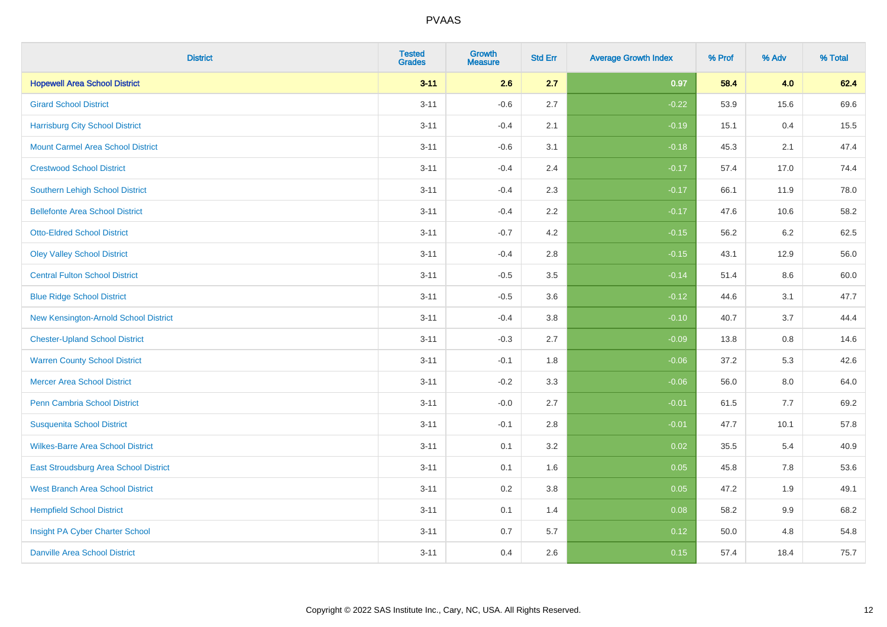| District | Tested Grades | Growth Measure | Std Err | Average Growth Index | % Prof | % Adv | % Total |
|---|---|---|---|---|---|---|---|
| **Hopewell Area School District** | **3-11** | **2.6** | **2.7** | **0.97** | **58.4** | **4.0** | **62.4** |
| Girard School District | 3-11 | -0.6 | 2.7 | -0.22 | 53.9 | 15.6 | 69.6 |
| Harrisburg City School District | 3-11 | -0.4 | 2.1 | -0.19 | 15.1 | 0.4 | 15.5 |
| Mount Carmel Area School District | 3-11 | -0.6 | 3.1 | -0.18 | 45.3 | 2.1 | 47.4 |
| Crestwood School District | 3-11 | -0.4 | 2.4 | -0.17 | 57.4 | 17.0 | 74.4 |
| Southern Lehigh School District | 3-11 | -0.4 | 2.3 | -0.17 | 66.1 | 11.9 | 78.0 |
| Bellefonte Area School District | 3-11 | -0.4 | 2.2 | -0.17 | 47.6 | 10.6 | 58.2 |
| Otto-Eldred School District | 3-11 | -0.7 | 4.2 | -0.15 | 56.2 | 6.2 | 62.5 |
| Oley Valley School District | 3-11 | -0.4 | 2.8 | -0.15 | 43.1 | 12.9 | 56.0 |
| Central Fulton School District | 3-11 | -0.5 | 3.5 | -0.14 | 51.4 | 8.6 | 60.0 |
| Blue Ridge School District | 3-11 | -0.5 | 3.6 | -0.12 | 44.6 | 3.1 | 47.7 |
| New Kensington-Arnold School District | 3-11 | -0.4 | 3.8 | -0.10 | 40.7 | 3.7 | 44.4 |
| Chester-Upland School District | 3-11 | -0.3 | 2.7 | -0.09 | 13.8 | 0.8 | 14.6 |
| Warren County School District | 3-11 | -0.1 | 1.8 | -0.06 | 37.2 | 5.3 | 42.6 |
| Mercer Area School District | 3-11 | -0.2 | 3.3 | -0.06 | 56.0 | 8.0 | 64.0 |
| Penn Cambria School District | 3-11 | -0.0 | 2.7 | -0.01 | 61.5 | 7.7 | 69.2 |
| Susquenita School District | 3-11 | -0.1 | 2.8 | -0.01 | 47.7 | 10.1 | 57.8 |
| Wilkes-Barre Area School District | 3-11 | 0.1 | 3.2 | 0.02 | 35.5 | 5.4 | 40.9 |
| East Stroudsburg Area School District | 3-11 | 0.1 | 1.6 | 0.05 | 45.8 | 7.8 | 53.6 |
| West Branch Area School District | 3-11 | 0.2 | 3.8 | 0.05 | 47.2 | 1.9 | 49.1 |
| Hempfield School District | 3-11 | 0.1 | 1.4 | 0.08 | 58.2 | 9.9 | 68.2 |
| Insight PA Cyber Charter School | 3-11 | 0.7 | 5.7 | 0.12 | 50.0 | 4.8 | 54.8 |
| Danville Area School District | 3-11 | 0.4 | 2.6 | 0.15 | 57.4 | 18.4 | 75.7 |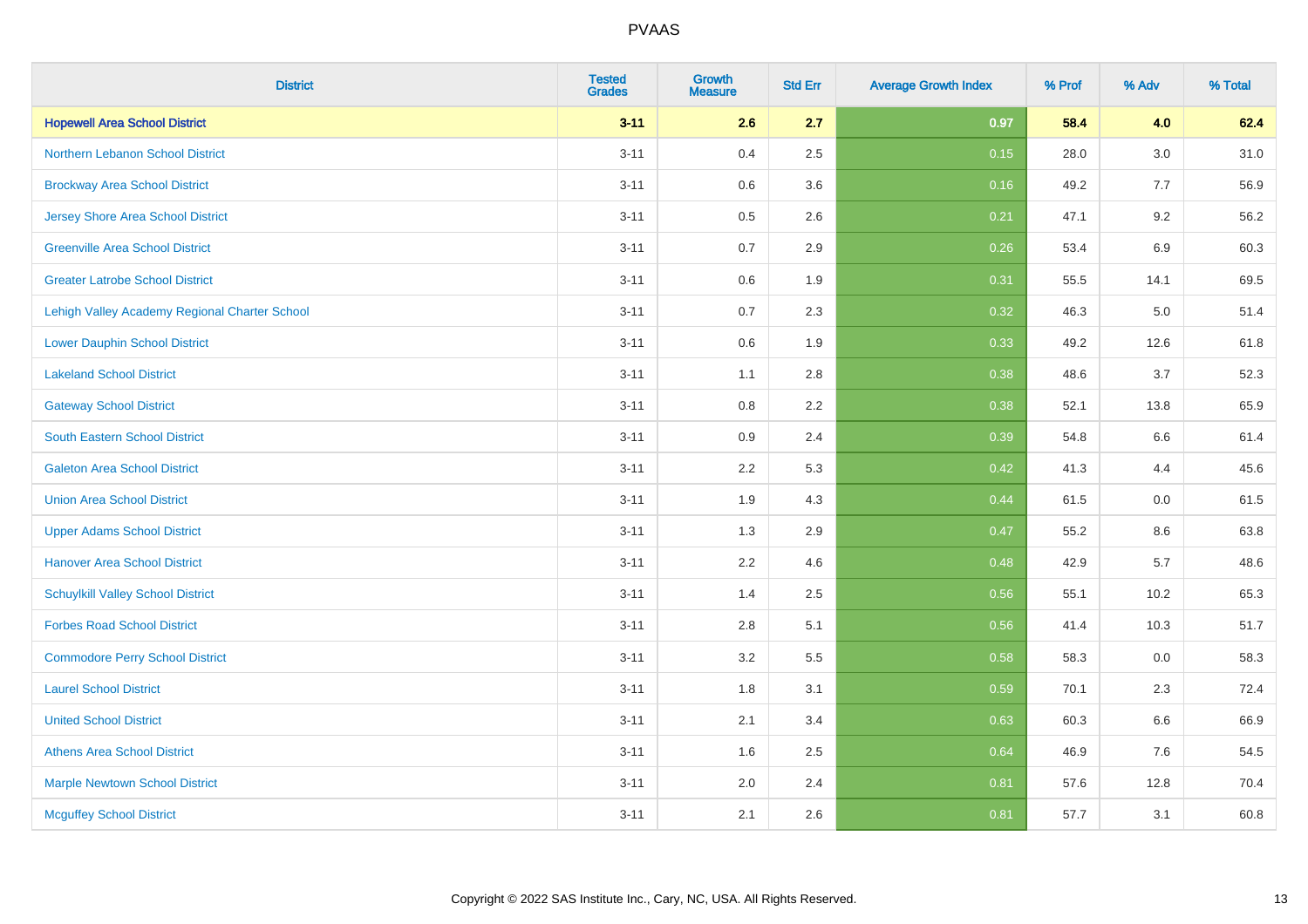| District | Tested Grades | Growth Measure | Std Err | Average Growth Index | % Prof | % Adv | % Total |
|---|---|---|---|---|---|---|---|
| **Hopewell Area School District** | **3-11** | **2.6** | **2.7** | **0.97** | **58.4** | **4.0** | **62.4** |
| Northern Lebanon School District | 3-11 | 0.4 | 2.5 | 0.15 | 28.0 | 3.0 | 31.0 |
| Brockway Area School District | 3-11 | 0.6 | 3.6 | 0.16 | 49.2 | 7.7 | 56.9 |
| Jersey Shore Area School District | 3-11 | 0.5 | 2.6 | 0.21 | 47.1 | 9.2 | 56.2 |
| Greenville Area School District | 3-11 | 0.7 | 2.9 | 0.26 | 53.4 | 6.9 | 60.3 |
| Greater Latrobe School District | 3-11 | 0.6 | 1.9 | 0.31 | 55.5 | 14.1 | 69.5 |
| Lehigh Valley Academy Regional Charter School | 3-11 | 0.7 | 2.3 | 0.32 | 46.3 | 5.0 | 51.4 |
| Lower Dauphin School District | 3-11 | 0.6 | 1.9 | 0.33 | 49.2 | 12.6 | 61.8 |
| Lakeland School District | 3-11 | 1.1 | 2.8 | 0.38 | 48.6 | 3.7 | 52.3 |
| Gateway School District | 3-11 | 0.8 | 2.2 | 0.38 | 52.1 | 13.8 | 65.9 |
| South Eastern School District | 3-11 | 0.9 | 2.4 | 0.39 | 54.8 | 6.6 | 61.4 |
| Galeton Area School District | 3-11 | 2.2 | 5.3 | 0.42 | 41.3 | 4.4 | 45.6 |
| Union Area School District | 3-11 | 1.9 | 4.3 | 0.44 | 61.5 | 0.0 | 61.5 |
| Upper Adams School District | 3-11 | 1.3 | 2.9 | 0.47 | 55.2 | 8.6 | 63.8 |
| Hanover Area School District | 3-11 | 2.2 | 4.6 | 0.48 | 42.9 | 5.7 | 48.6 |
| Schuylkill Valley School District | 3-11 | 1.4 | 2.5 | 0.56 | 55.1 | 10.2 | 65.3 |
| Forbes Road School District | 3-11 | 2.8 | 5.1 | 0.56 | 41.4 | 10.3 | 51.7 |
| Commodore Perry School District | 3-11 | 3.2 | 5.5 | 0.58 | 58.3 | 0.0 | 58.3 |
| Laurel School District | 3-11 | 1.8 | 3.1 | 0.59 | 70.1 | 2.3 | 72.4 |
| United School District | 3-11 | 2.1 | 3.4 | 0.63 | 60.3 | 6.6 | 66.9 |
| Athens Area School District | 3-11 | 1.6 | 2.5 | 0.64 | 46.9 | 7.6 | 54.5 |
| Marple Newtown School District | 3-11 | 2.0 | 2.4 | 0.81 | 57.6 | 12.8 | 70.4 |
| Mcguffey School District | 3-11 | 2.1 | 2.6 | 0.81 | 57.7 | 3.1 | 60.8 |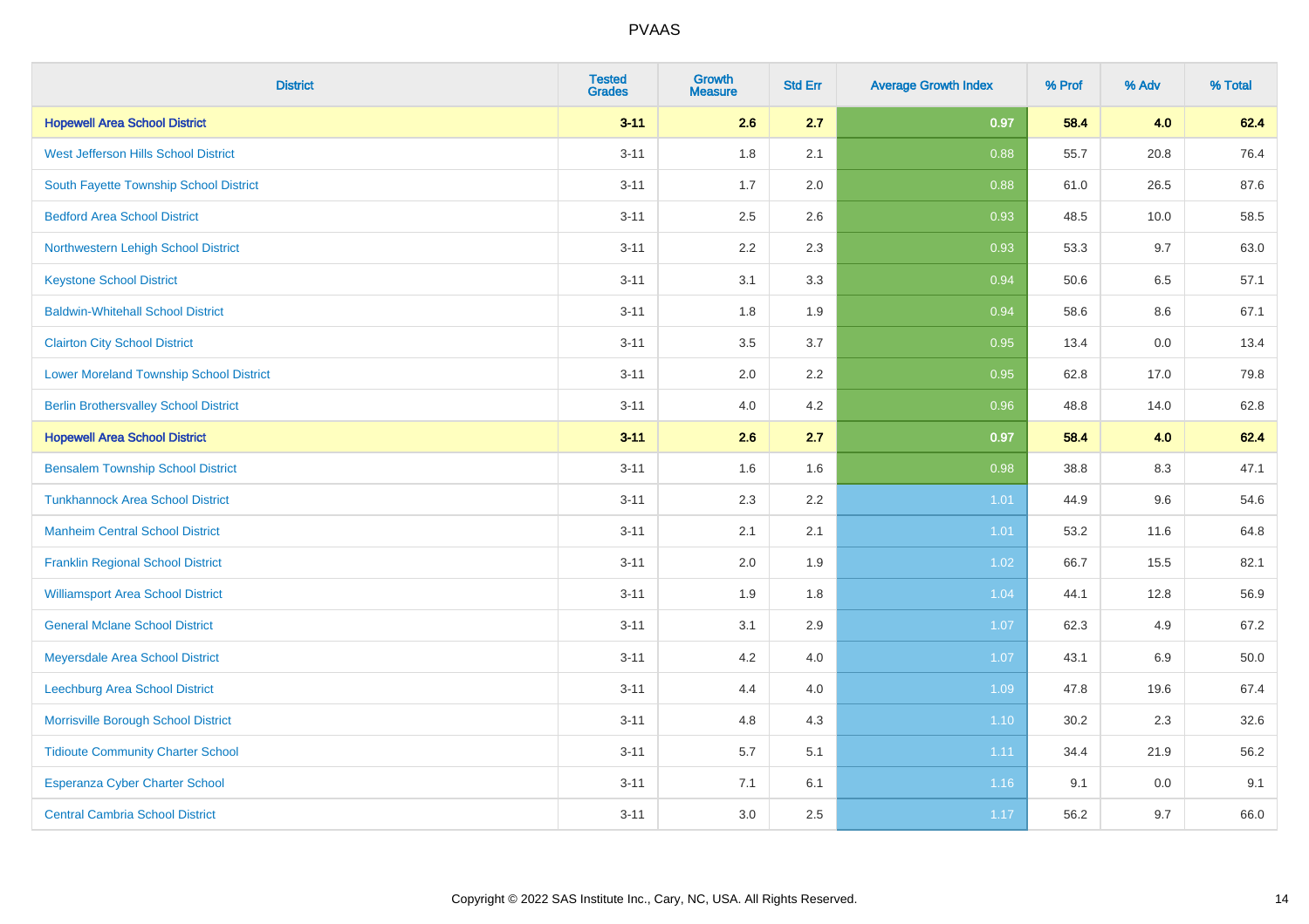| District | Tested Grades | Growth Measure | Std Err | Average Growth Index | % Prof | % Adv | % Total |
|---|---|---|---|---|---|---|---|
| **Hopewell Area School District** | **3-11** | **2.6** | **2.7** | **0.97** | **58.4** | **4.0** | **62.4** |
| West Jefferson Hills School District | 3-11 | 1.8 | 2.1 | 0.88 | 55.7 | 20.8 | 76.4 |
| South Fayette Township School District | 3-11 | 1.7 | 2.0 | 0.88 | 61.0 | 26.5 | 87.6 |
| Bedford Area School District | 3-11 | 2.5 | 2.6 | 0.93 | 48.5 | 10.0 | 58.5 |
| Northwestern Lehigh School District | 3-11 | 2.2 | 2.3 | 0.93 | 53.3 | 9.7 | 63.0 |
| Keystone School District | 3-11 | 3.1 | 3.3 | 0.94 | 50.6 | 6.5 | 57.1 |
| Baldwin-Whitehall School District | 3-11 | 1.8 | 1.9 | 0.94 | 58.6 | 8.6 | 67.1 |
| Clairton City School District | 3-11 | 3.5 | 3.7 | 0.95 | 13.4 | 0.0 | 13.4 |
| Lower Moreland Township School District | 3-11 | 2.0 | 2.2 | 0.95 | 62.8 | 17.0 | 79.8 |
| Berlin Brothersvalley School District | 3-11 | 4.0 | 4.2 | 0.96 | 48.8 | 14.0 | 62.8 |
| **Hopewell Area School District** | **3-11** | **2.6** | **2.7** | **0.97** | **58.4** | **4.0** | **62.4** |
| Bensalem Township School District | 3-11 | 1.6 | 1.6 | 0.98 | 38.8 | 8.3 | 47.1 |
| Tunkhannock Area School District | 3-11 | 2.3 | 2.2 | 1.01 | 44.9 | 9.6 | 54.6 |
| Manheim Central School District | 3-11 | 2.1 | 2.1 | 1.01 | 53.2 | 11.6 | 64.8 |
| Franklin Regional School District | 3-11 | 2.0 | 1.9 | 1.02 | 66.7 | 15.5 | 82.1 |
| Williamsport Area School District | 3-11 | 1.9 | 1.8 | 1.04 | 44.1 | 12.8 | 56.9 |
| General Mclane School District | 3-11 | 3.1 | 2.9 | 1.07 | 62.3 | 4.9 | 67.2 |
| Meyersdale Area School District | 3-11 | 4.2 | 4.0 | 1.07 | 43.1 | 6.9 | 50.0 |
| Leechburg Area School District | 3-11 | 4.4 | 4.0 | 1.09 | 47.8 | 19.6 | 67.4 |
| Morrisville Borough School District | 3-11 | 4.8 | 4.3 | 1.10 | 30.2 | 2.3 | 32.6 |
| Tidioute Community Charter School | 3-11 | 5.7 | 5.1 | 1.11 | 34.4 | 21.9 | 56.2 |
| Esperanza Cyber Charter School | 3-11 | 7.1 | 6.1 | 1.16 | 9.1 | 0.0 | 9.1 |
| Central Cambria School District | 3-11 | 3.0 | 2.5 | 1.17 | 56.2 | 9.7 | 66.0 |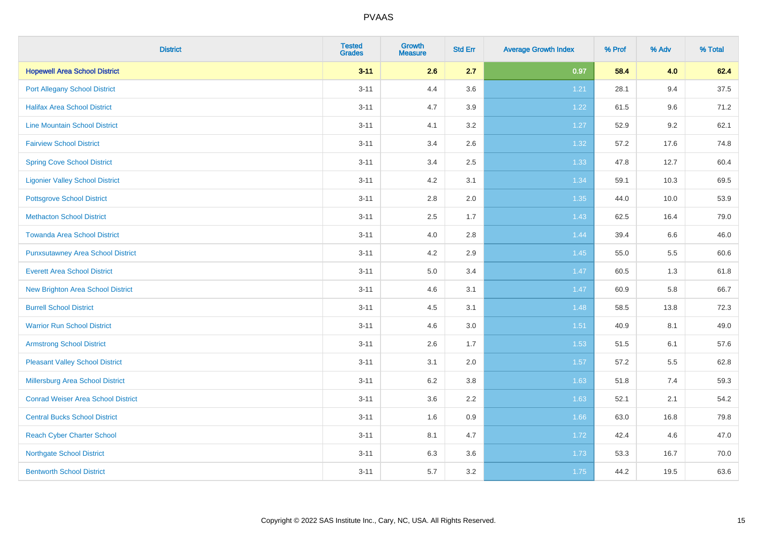# PVAAS

| District | Tested Grades | Growth Measure | Std Err | Average Growth Index | % Prof | % Adv | % Total |
|---|---|---|---|---|---|---|---|
| **Hopewell Area School District** | **3-11** | **2.6** | **2.7** | **0.97** | **58.4** | **4.0** | **62.4** |
| Port Allegany School District | 3-11 | 4.4 | 3.6 | 1.21 | 28.1 | 9.4 | 37.5 |
| Halifax Area School District | 3-11 | 4.7 | 3.9 | 1.22 | 61.5 | 9.6 | 71.2 |
| Line Mountain School District | 3-11 | 4.1 | 3.2 | 1.27 | 52.9 | 9.2 | 62.1 |
| Fairview School District | 3-11 | 3.4 | 2.6 | 1.32 | 57.2 | 17.6 | 74.8 |
| Spring Cove School District | 3-11 | 3.4 | 2.5 | 1.33 | 47.8 | 12.7 | 60.4 |
| Ligonier Valley School District | 3-11 | 4.2 | 3.1 | 1.34 | 59.1 | 10.3 | 69.5 |
| Pottsgrove School District | 3-11 | 2.8 | 2.0 | 1.35 | 44.0 | 10.0 | 53.9 |
| Methacton School District | 3-11 | 2.5 | 1.7 | 1.43 | 62.5 | 16.4 | 79.0 |
| Towanda Area School District | 3-11 | 4.0 | 2.8 | 1.44 | 39.4 | 6.6 | 46.0 |
| Punxsutawney Area School District | 3-11 | 4.2 | 2.9 | 1.45 | 55.0 | 5.5 | 60.6 |
| Everett Area School District | 3-11 | 5.0 | 3.4 | 1.47 | 60.5 | 1.3 | 61.8 |
| New Brighton Area School District | 3-11 | 4.6 | 3.1 | 1.47 | 60.9 | 5.8 | 66.7 |
| Burrell School District | 3-11 | 4.5 | 3.1 | 1.48 | 58.5 | 13.8 | 72.3 |
| Warrior Run School District | 3-11 | 4.6 | 3.0 | 1.51 | 40.9 | 8.1 | 49.0 |
| Armstrong School District | 3-11 | 2.6 | 1.7 | 1.53 | 51.5 | 6.1 | 57.6 |
| Pleasant Valley School District | 3-11 | 3.1 | 2.0 | 1.57 | 57.2 | 5.5 | 62.8 |
| Millersburg Area School District | 3-11 | 6.2 | 3.8 | 1.63 | 51.8 | 7.4 | 59.3 |
| Conrad Weiser Area School District | 3-11 | 3.6 | 2.2 | 1.63 | 52.1 | 2.1 | 54.2 |
| Central Bucks School District | 3-11 | 1.6 | 0.9 | 1.66 | 63.0 | 16.8 | 79.8 |
| Reach Cyber Charter School | 3-11 | 8.1 | 4.7 | 1.72 | 42.4 | 4.6 | 47.0 |
| Northgate School District | 3-11 | 6.3 | 3.6 | 1.73 | 53.3 | 16.7 | 70.0 |
| Bentworth School District | 3-11 | 5.7 | 3.2 | 1.75 | 44.2 | 19.5 | 63.6 |

Copyright © 2022 SAS Institute Inc., Cary, NC, USA. All Rights Reserved.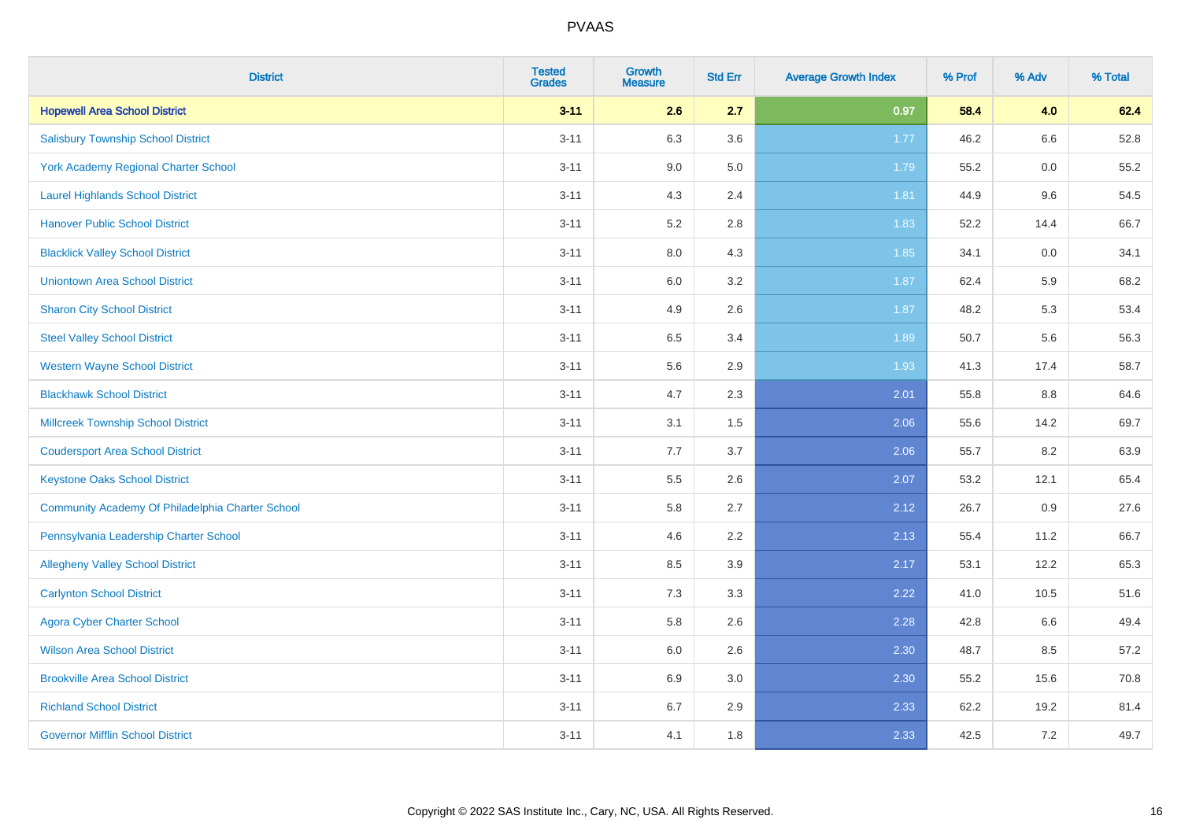| District | Tested Grades | Growth Measure | Std Err | Average Growth Index | % Prof | % Adv | % Total |
|---|---|---|---|---|---|---|---|
| **Hopewell Area School District** | **3-11** | **2.6** | **2.7** | **0.97** | **58.4** | **4.0** | **62.4** |
| Salisbury Township School District | 3-11 | 6.3 | 3.6 | 1.77 | 46.2 | 6.6 | 52.8 |
| York Academy Regional Charter School | 3-11 | 9.0 | 5.0 | 1.79 | 55.2 | 0.0 | 55.2 |
| Laurel Highlands School District | 3-11 | 4.3 | 2.4 | 1.81 | 44.9 | 9.6 | 54.5 |
| Hanover Public School District | 3-11 | 5.2 | 2.8 | 1.83 | 52.2 | 14.4 | 66.7 |
| Blacklick Valley School District | 3-11 | 8.0 | 4.3 | 1.85 | 34.1 | 0.0 | 34.1 |
| Uniontown Area School District | 3-11 | 6.0 | 3.2 | 1.87 | 62.4 | 5.9 | 68.2 |
| Sharon City School District | 3-11 | 4.9 | 2.6 | 1.87 | 48.2 | 5.3 | 53.4 |
| Steel Valley School District | 3-11 | 6.5 | 3.4 | 1.89 | 50.7 | 5.6 | 56.3 |
| Western Wayne School District | 3-11 | 5.6 | 2.9 | 1.93 | 41.3 | 17.4 | 58.7 |
| Blackhawk School District | 3-11 | 4.7 | 2.3 | 2.01 | 55.8 | 8.8 | 64.6 |
| Millcreek Township School District | 3-11 | 3.1 | 1.5 | 2.06 | 55.6 | 14.2 | 69.7 |
| Coudersport Area School District | 3-11 | 7.7 | 3.7 | 2.06 | 55.7 | 8.2 | 63.9 |
| Keystone Oaks School District | 3-11 | 5.5 | 2.6 | 2.07 | 53.2 | 12.1 | 65.4 |
| Community Academy Of Philadelphia Charter School | 3-11 | 5.8 | 2.7 | 2.12 | 26.7 | 0.9 | 27.6 |
| Pennsylvania Leadership Charter School | 3-11 | 4.6 | 2.2 | 2.13 | 55.4 | 11.2 | 66.7 |
| Allegheny Valley School District | 3-11 | 8.5 | 3.9 | 2.17 | 53.1 | 12.2 | 65.3 |
| Carlynton School District | 3-11 | 7.3 | 3.3 | 2.22 | 41.0 | 10.5 | 51.6 |
| Agora Cyber Charter School | 3-11 | 5.8 | 2.6 | 2.28 | 42.8 | 6.6 | 49.4 |
| Wilson Area School District | 3-11 | 6.0 | 2.6 | 2.30 | 48.7 | 8.5 | 57.2 |
| Brookville Area School District | 3-11 | 6.9 | 3.0 | 2.30 | 55.2 | 15.6 | 70.8 |
| Richland School District | 3-11 | 6.7 | 2.9 | 2.33 | 62.2 | 19.2 | 81.4 |
| Governor Mifflin School District | 3-11 | 4.1 | 1.8 | 2.33 | 42.5 | 7.2 | 49.7 |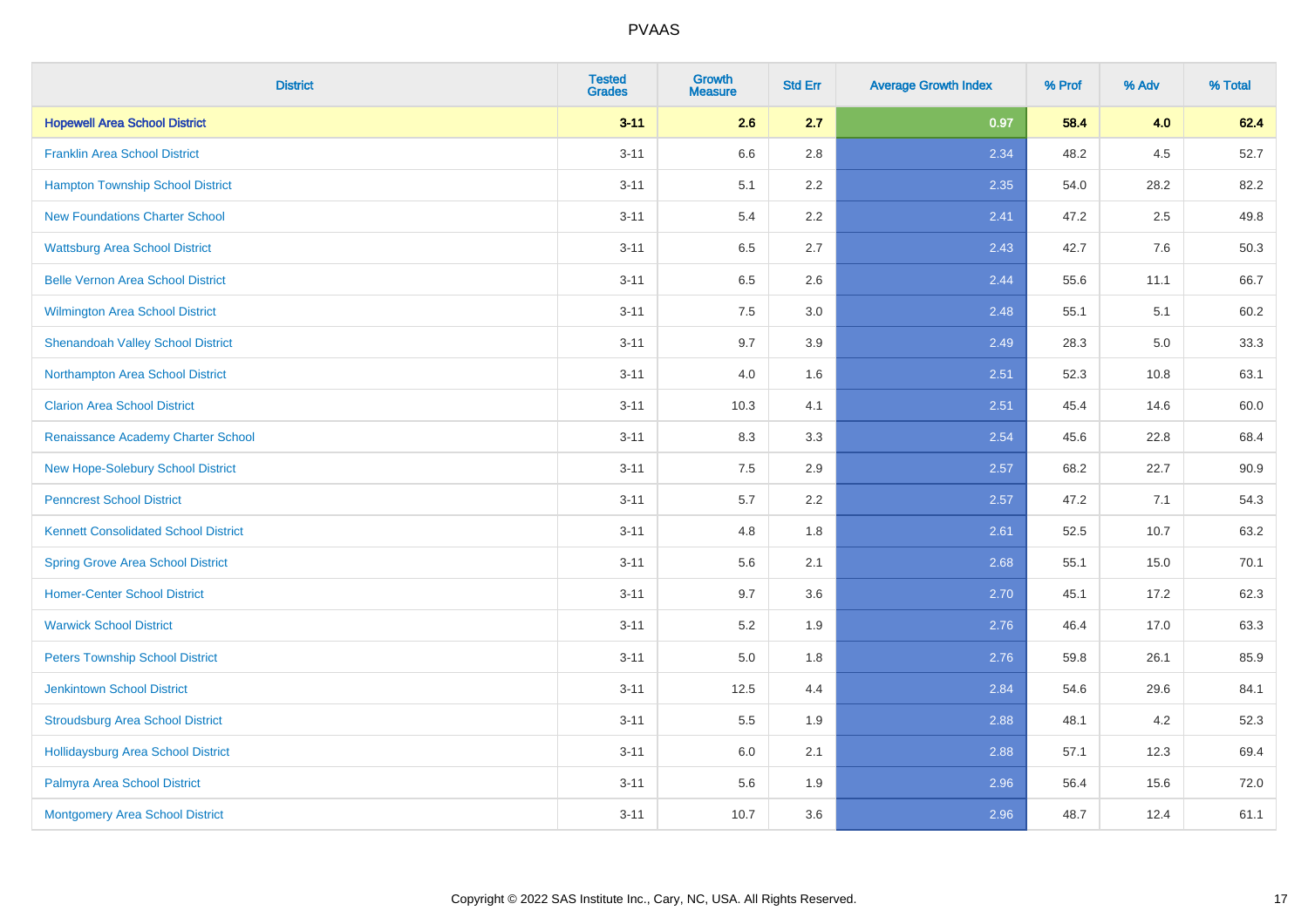# PVAAS

| District | Tested Grades | Growth Measure | Std Err | Average Growth Index | % Prof | % Adv | % Total |
|---|---|---|---|---|---|---|---|
| **Hopewell Area School District** | **3-11** | **2.6** | **2.7** | **0.97** | **58.4** | **4.0** | **62.4** |
| Franklin Area School District | 3-11 | 6.6 | 2.8 | 2.34 | 48.2 | 4.5 | 52.7 |
| Hampton Township School District | 3-11 | 5.1 | 2.2 | 2.35 | 54.0 | 28.2 | 82.2 |
| New Foundations Charter School | 3-11 | 5.4 | 2.2 | 2.41 | 47.2 | 2.5 | 49.8 |
| Wattsburg Area School District | 3-11 | 6.5 | 2.7 | 2.43 | 42.7 | 7.6 | 50.3 |
| Belle Vernon Area School District | 3-11 | 6.5 | 2.6 | 2.44 | 55.6 | 11.1 | 66.7 |
| Wilmington Area School District | 3-11 | 7.5 | 3.0 | 2.48 | 55.1 | 5.1 | 60.2 |
| Shenandoah Valley School District | 3-11 | 9.7 | 3.9 | 2.49 | 28.3 | 5.0 | 33.3 |
| Northampton Area School District | 3-11 | 4.0 | 1.6 | 2.51 | 52.3 | 10.8 | 63.1 |
| Clarion Area School District | 3-11 | 10.3 | 4.1 | 2.51 | 45.4 | 14.6 | 60.0 |
| Renaissance Academy Charter School | 3-11 | 8.3 | 3.3 | 2.54 | 45.6 | 22.8 | 68.4 |
| New Hope-Solebury School District | 3-11 | 7.5 | 2.9 | 2.57 | 68.2 | 22.7 | 90.9 |
| Penncrest School District | 3-11 | 5.7 | 2.2 | 2.57 | 47.2 | 7.1 | 54.3 |
| Kennett Consolidated School District | 3-11 | 4.8 | 1.8 | 2.61 | 52.5 | 10.7 | 63.2 |
| Spring Grove Area School District | 3-11 | 5.6 | 2.1 | 2.68 | 55.1 | 15.0 | 70.1 |
| Homer-Center School District | 3-11 | 9.7 | 3.6 | 2.70 | 45.1 | 17.2 | 62.3 |
| Warwick School District | 3-11 | 5.2 | 1.9 | 2.76 | 46.4 | 17.0 | 63.3 |
| Peters Township School District | 3-11 | 5.0 | 1.8 | 2.76 | 59.8 | 26.1 | 85.9 |
| Jenkintown School District | 3-11 | 12.5 | 4.4 | 2.84 | 54.6 | 29.6 | 84.1 |
| Stroudsburg Area School District | 3-11 | 5.5 | 1.9 | 2.88 | 48.1 | 4.2 | 52.3 |
| Hollidaysburg Area School District | 3-11 | 6.0 | 2.1 | 2.88 | 57.1 | 12.3 | 69.4 |
| Palmyra Area School District | 3-11 | 5.6 | 1.9 | 2.96 | 56.4 | 15.6 | 72.0 |
| Montgomery Area School District | 3-11 | 10.7 | 3.6 | 2.96 | 48.7 | 12.4 | 61.1 |

Copyright © 2022 SAS Institute Inc., Cary, NC, USA. All Rights Reserved.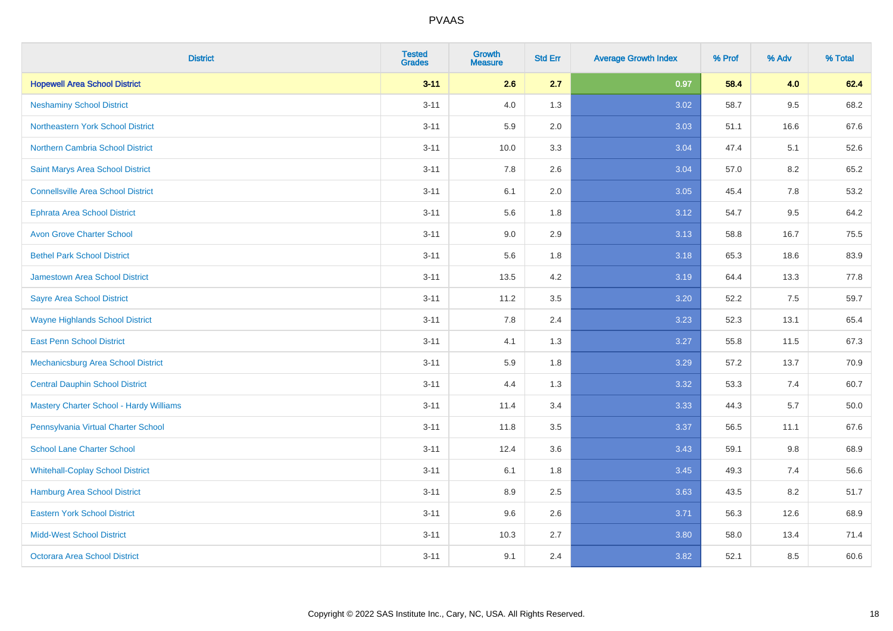# PVAAS

| District | Tested Grades | Growth Measure | Std Err | Average Growth Index | % Prof | % Adv | % Total |
|---|---|---|---|---|---|---|---|
| **Hopewell Area School District** | **3-11** | **2.6** | **2.7** | **0.97** | **58.4** | **4.0** | **62.4** |
| Neshaminy School District | 3-11 | 4.0 | 1.3 | 3.02 | 58.7 | 9.5 | 68.2 |
| Northeastern York School District | 3-11 | 5.9 | 2.0 | 3.03 | 51.1 | 16.6 | 67.6 |
| Northern Cambria School District | 3-11 | 10.0 | 3.3 | 3.04 | 47.4 | 5.1 | 52.6 |
| Saint Marys Area School District | 3-11 | 7.8 | 2.6 | 3.04 | 57.0 | 8.2 | 65.2 |
| Connellsville Area School District | 3-11 | 6.1 | 2.0 | 3.05 | 45.4 | 7.8 | 53.2 |
| Ephrata Area School District | 3-11 | 5.6 | 1.8 | 3.12 | 54.7 | 9.5 | 64.2 |
| Avon Grove Charter School | 3-11 | 9.0 | 2.9 | 3.13 | 58.8 | 16.7 | 75.5 |
| Bethel Park School District | 3-11 | 5.6 | 1.8 | 3.18 | 65.3 | 18.6 | 83.9 |
| Jamestown Area School District | 3-11 | 13.5 | 4.2 | 3.19 | 64.4 | 13.3 | 77.8 |
| Sayre Area School District | 3-11 | 11.2 | 3.5 | 3.20 | 52.2 | 7.5 | 59.7 |
| Wayne Highlands School District | 3-11 | 7.8 | 2.4 | 3.23 | 52.3 | 13.1 | 65.4 |
| East Penn School District | 3-11 | 4.1 | 1.3 | 3.27 | 55.8 | 11.5 | 67.3 |
| Mechanicsburg Area School District | 3-11 | 5.9 | 1.8 | 3.29 | 57.2 | 13.7 | 70.9 |
| Central Dauphin School District | 3-11 | 4.4 | 1.3 | 3.32 | 53.3 | 7.4 | 60.7 |
| Mastery Charter School - Hardy Williams | 3-11 | 11.4 | 3.4 | 3.33 | 44.3 | 5.7 | 50.0 |
| Pennsylvania Virtual Charter School | 3-11 | 11.8 | 3.5 | 3.37 | 56.5 | 11.1 | 67.6 |
| School Lane Charter School | 3-11 | 12.4 | 3.6 | 3.43 | 59.1 | 9.8 | 68.9 |
| Whitehall-Coplay School District | 3-11 | 6.1 | 1.8 | 3.45 | 49.3 | 7.4 | 56.6 |
| Hamburg Area School District | 3-11 | 8.9 | 2.5 | 3.63 | 43.5 | 8.2 | 51.7 |
| Eastern York School District | 3-11 | 9.6 | 2.6 | 3.71 | 56.3 | 12.6 | 68.9 |
| Midd-West School District | 3-11 | 10.3 | 2.7 | 3.80 | 58.0 | 13.4 | 71.4 |
| Octorara Area School District | 3-11 | 9.1 | 2.4 | 3.82 | 52.1 | 8.5 | 60.6 |

Copyright © 2022 SAS Institute Inc., Cary, NC, USA. All Rights Reserved.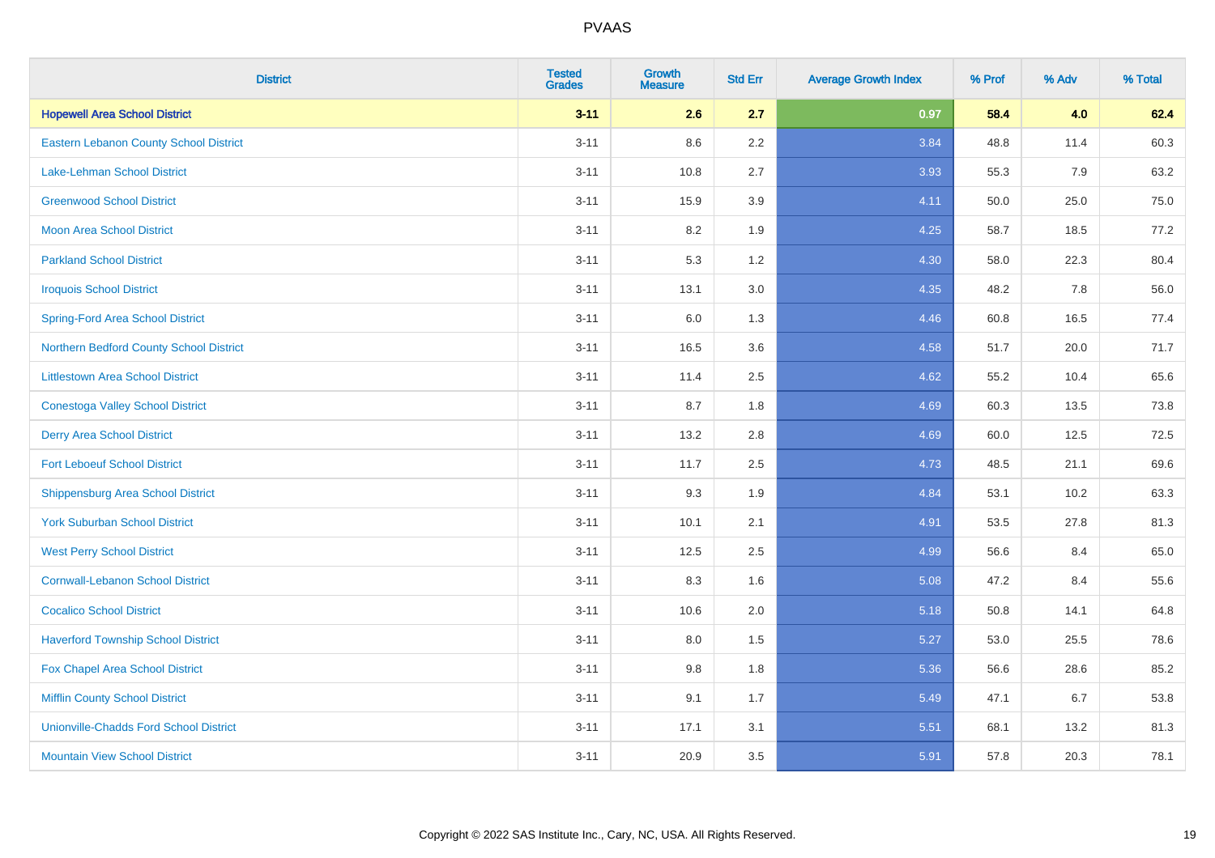# PVAAS

| District | Tested Grades | Growth Measure | Std Err | Average Growth Index | % Prof | % Adv | % Total |
|---|---|---|---|---|---|---|---|
| **Hopewell Area School District** | **3-11** | **2.6** | **2.7** | **0.97** | **58.4** | **4.0** | **62.4** |
| Eastern Lebanon County School District | 3-11 | 8.6 | 2.2 | 3.84 | 48.8 | 11.4 | 60.3 |
| Lake-Lehman School District | 3-11 | 10.8 | 2.7 | 3.93 | 55.3 | 7.9 | 63.2 |
| Greenwood School District | 3-11 | 15.9 | 3.9 | 4.11 | 50.0 | 25.0 | 75.0 |
| Moon Area School District | 3-11 | 8.2 | 1.9 | 4.25 | 58.7 | 18.5 | 77.2 |
| Parkland School District | 3-11 | 5.3 | 1.2 | 4.30 | 58.0 | 22.3 | 80.4 |
| Iroquois School District | 3-11 | 13.1 | 3.0 | 4.35 | 48.2 | 7.8 | 56.0 |
| Spring-Ford Area School District | 3-11 | 6.0 | 1.3 | 4.46 | 60.8 | 16.5 | 77.4 |
| Northern Bedford County School District | 3-11 | 16.5 | 3.6 | 4.58 | 51.7 | 20.0 | 71.7 |
| Littlestown Area School District | 3-11 | 11.4 | 2.5 | 4.62 | 55.2 | 10.4 | 65.6 |
| Conestoga Valley School District | 3-11 | 8.7 | 1.8 | 4.69 | 60.3 | 13.5 | 73.8 |
| Derry Area School District | 3-11 | 13.2 | 2.8 | 4.69 | 60.0 | 12.5 | 72.5 |
| Fort Leboeuf School District | 3-11 | 11.7 | 2.5 | 4.73 | 48.5 | 21.1 | 69.6 |
| Shippensburg Area School District | 3-11 | 9.3 | 1.9 | 4.84 | 53.1 | 10.2 | 63.3 |
| York Suburban School District | 3-11 | 10.1 | 2.1 | 4.91 | 53.5 | 27.8 | 81.3 |
| West Perry School District | 3-11 | 12.5 | 2.5 | 4.99 | 56.6 | 8.4 | 65.0 |
| Cornwall-Lebanon School District | 3-11 | 8.3 | 1.6 | 5.08 | 47.2 | 8.4 | 55.6 |
| Cocalico School District | 3-11 | 10.6 | 2.0 | 5.18 | 50.8 | 14.1 | 64.8 |
| Haverford Township School District | 3-11 | 8.0 | 1.5 | 5.27 | 53.0 | 25.5 | 78.6 |
| Fox Chapel Area School District | 3-11 | 9.8 | 1.8 | 5.36 | 56.6 | 28.6 | 85.2 |
| Mifflin County School District | 3-11 | 9.1 | 1.7 | 5.49 | 47.1 | 6.7 | 53.8 |
| Unionville-Chadds Ford School District | 3-11 | 17.1 | 3.1 | 5.51 | 68.1 | 13.2 | 81.3 |
| Mountain View School District | 3-11 | 20.9 | 3.5 | 5.91 | 57.8 | 20.3 | 78.1 |

Copyright © 2022 SAS Institute Inc., Cary, NC, USA. All Rights Reserved.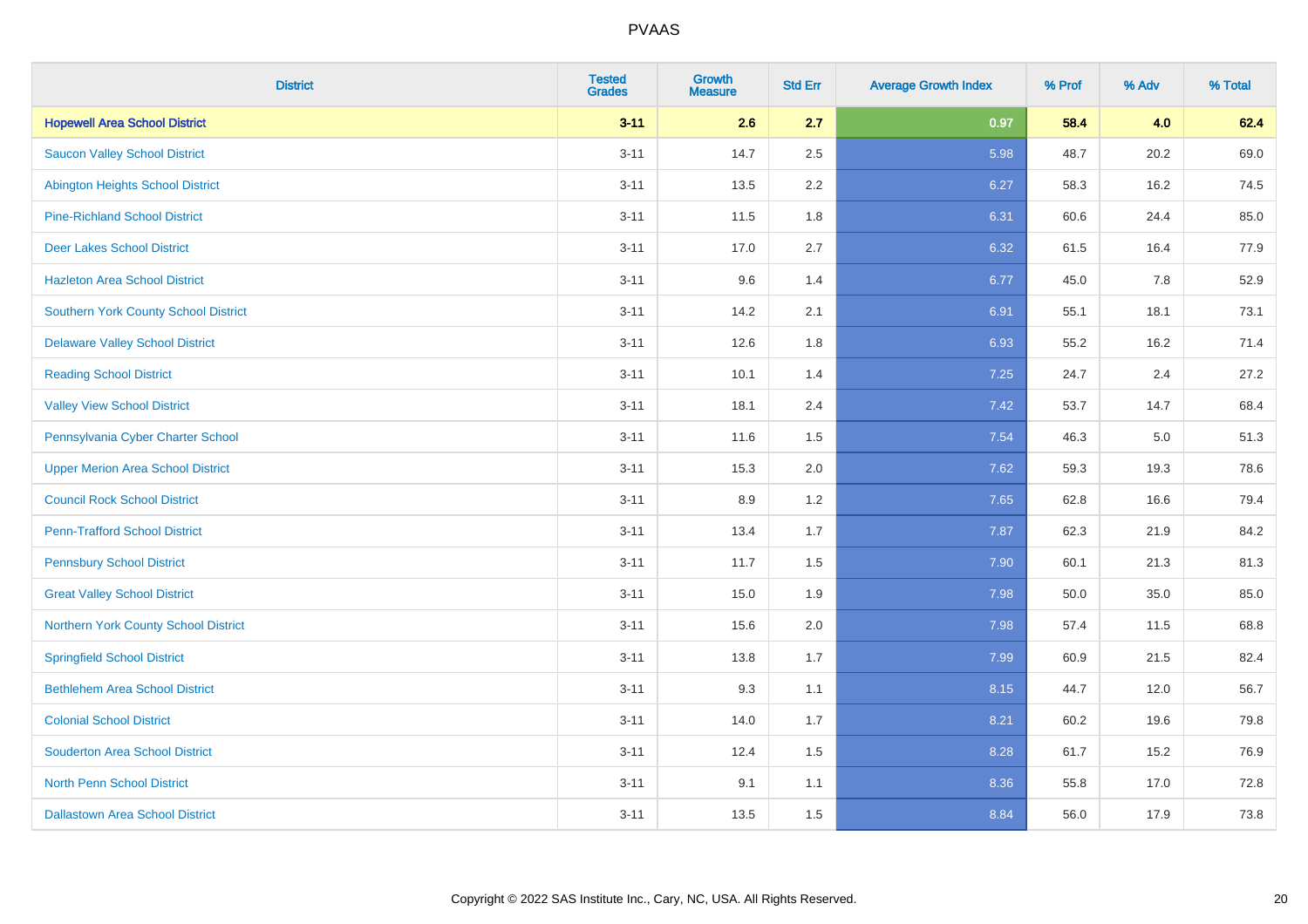# PVAAS

| District | Tested Grades | Growth Measure | Std Err | Average Growth Index | % Prof | % Adv | % Total |
|---|---|---|---|---|---|---|---|
| **Hopewell Area School District** | **3-11** | **2.6** | **2.7** | **0.97** | **58.4** | **4.0** | **62.4** |
| Saucon Valley School District | 3-11 | 14.7 | 2.5 | 5.98 | 48.7 | 20.2 | 69.0 |
| Abington Heights School District | 3-11 | 13.5 | 2.2 | 6.27 | 58.3 | 16.2 | 74.5 |
| Pine-Richland School District | 3-11 | 11.5 | 1.8 | 6.31 | 60.6 | 24.4 | 85.0 |
| Deer Lakes School District | 3-11 | 17.0 | 2.7 | 6.32 | 61.5 | 16.4 | 77.9 |
| Hazleton Area School District | 3-11 | 9.6 | 1.4 | 6.77 | 45.0 | 7.8 | 52.9 |
| Southern York County School District | 3-11 | 14.2 | 2.1 | 6.91 | 55.1 | 18.1 | 73.1 |
| Delaware Valley School District | 3-11 | 12.6 | 1.8 | 6.93 | 55.2 | 16.2 | 71.4 |
| Reading School District | 3-11 | 10.1 | 1.4 | 7.25 | 24.7 | 2.4 | 27.2 |
| Valley View School District | 3-11 | 18.1 | 2.4 | 7.42 | 53.7 | 14.7 | 68.4 |
| Pennsylvania Cyber Charter School | 3-11 | 11.6 | 1.5 | 7.54 | 46.3 | 5.0 | 51.3 |
| Upper Merion Area School District | 3-11 | 15.3 | 2.0 | 7.62 | 59.3 | 19.3 | 78.6 |
| Council Rock School District | 3-11 | 8.9 | 1.2 | 7.65 | 62.8 | 16.6 | 79.4 |
| Penn-Trafford School District | 3-11 | 13.4 | 1.7 | 7.87 | 62.3 | 21.9 | 84.2 |
| Pennsbury School District | 3-11 | 11.7 | 1.5 | 7.90 | 60.1 | 21.3 | 81.3 |
| Great Valley School District | 3-11 | 15.0 | 1.9 | 7.98 | 50.0 | 35.0 | 85.0 |
| Northern York County School District | 3-11 | 15.6 | 2.0 | 7.98 | 57.4 | 11.5 | 68.8 |
| Springfield School District | 3-11 | 13.8 | 1.7 | 7.99 | 60.9 | 21.5 | 82.4 |
| Bethlehem Area School District | 3-11 | 9.3 | 1.1 | 8.15 | 44.7 | 12.0 | 56.7 |
| Colonial School District | 3-11 | 14.0 | 1.7 | 8.21 | 60.2 | 19.6 | 79.8 |
| Souderton Area School District | 3-11 | 12.4 | 1.5 | 8.28 | 61.7 | 15.2 | 76.9 |
| North Penn School District | 3-11 | 9.1 | 1.1 | 8.36 | 55.8 | 17.0 | 72.8 |
| Dallastown Area School District | 3-11 | 13.5 | 1.5 | 8.84 | 56.0 | 17.9 | 73.8 |

Copyright © 2022 SAS Institute Inc., Cary, NC, USA. All Rights Reserved.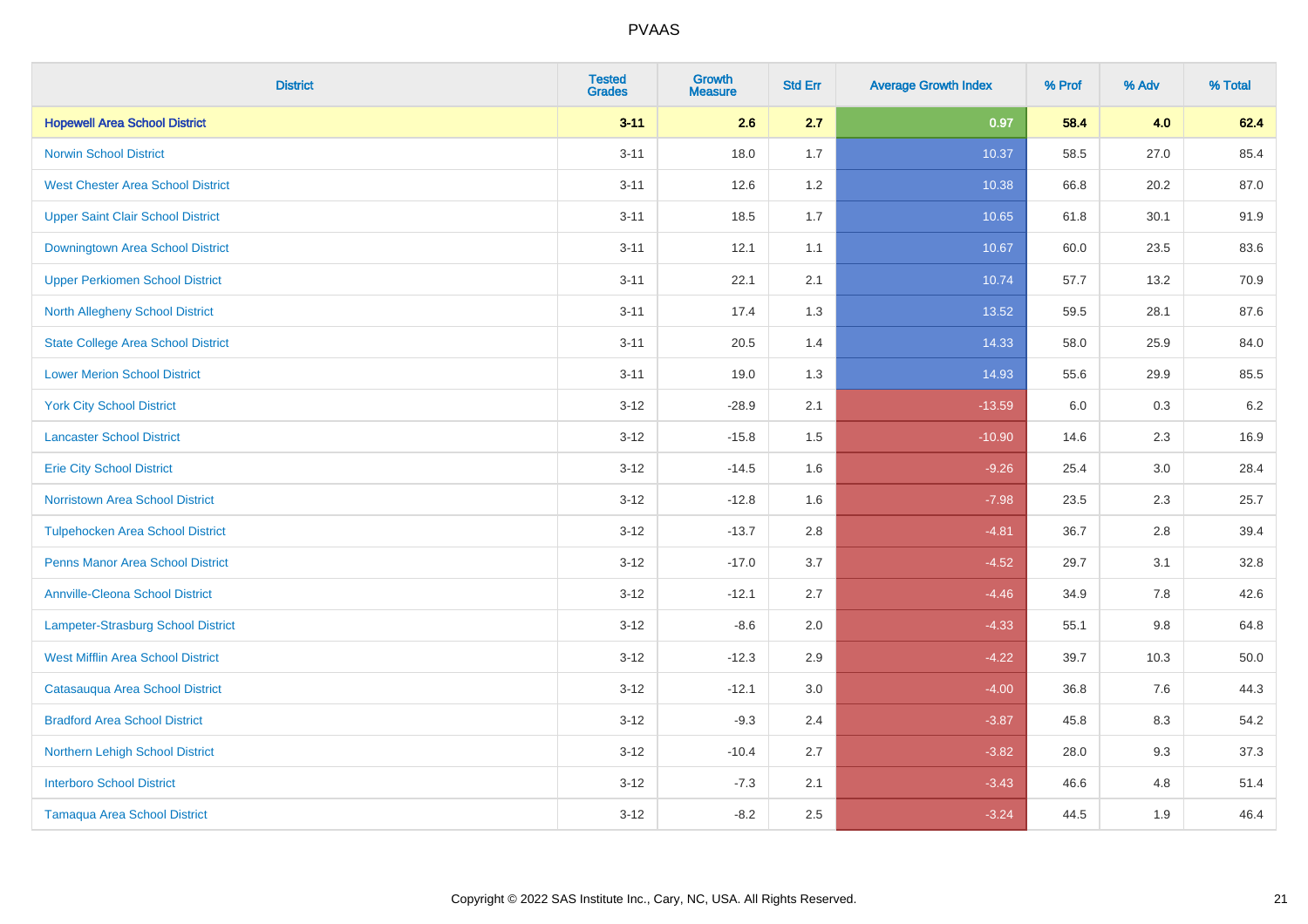# PVAAS

| District | Tested Grades | Growth Measure | Std Err | Average Growth Index | % Prof | % Adv | % Total |
|---|---|---|---|---|---|---|---|
| **Hopewell Area School District** | **3-11** | **2.6** | **2.7** | **0.97** | **58.4** | **4.0** | **62.4** |
| Norwin School District | 3-11 | 18.0 | 1.7 | 10.37 | 58.5 | 27.0 | 85.4 |
| West Chester Area School District | 3-11 | 12.6 | 1.2 | 10.38 | 66.8 | 20.2 | 87.0 |
| Upper Saint Clair School District | 3-11 | 18.5 | 1.7 | 10.65 | 61.8 | 30.1 | 91.9 |
| Downingtown Area School District | 3-11 | 12.1 | 1.1 | 10.67 | 60.0 | 23.5 | 83.6 |
| Upper Perkiomen School District | 3-11 | 22.1 | 2.1 | 10.74 | 57.7 | 13.2 | 70.9 |
| North Allegheny School District | 3-11 | 17.4 | 1.3 | 13.52 | 59.5 | 28.1 | 87.6 |
| State College Area School District | 3-11 | 20.5 | 1.4 | 14.33 | 58.0 | 25.9 | 84.0 |
| Lower Merion School District | 3-11 | 19.0 | 1.3 | 14.93 | 55.6 | 29.9 | 85.5 |
| York City School District | 3-12 | -28.9 | 2.1 | -13.59 | 6.0 | 0.3 | 6.2 |
| Lancaster School District | 3-12 | -15.8 | 1.5 | -10.90 | 14.6 | 2.3 | 16.9 |
| Erie City School District | 3-12 | -14.5 | 1.6 | -9.26 | 25.4 | 3.0 | 28.4 |
| Norristown Area School District | 3-12 | -12.8 | 1.6 | -7.98 | 23.5 | 2.3 | 25.7 |
| Tulpehocken Area School District | 3-12 | -13.7 | 2.8 | -4.81 | 36.7 | 2.8 | 39.4 |
| Penns Manor Area School District | 3-12 | -17.0 | 3.7 | -4.52 | 29.7 | 3.1 | 32.8 |
| Annville-Cleona School District | 3-12 | -12.1 | 2.7 | -4.46 | 34.9 | 7.8 | 42.6 |
| Lampeter-Strasburg School District | 3-12 | -8.6 | 2.0 | -4.33 | 55.1 | 9.8 | 64.8 |
| West Mifflin Area School District | 3-12 | -12.3 | 2.9 | -4.22 | 39.7 | 10.3 | 50.0 |
| Catasauqua Area School District | 3-12 | -12.1 | 3.0 | -4.00 | 36.8 | 7.6 | 44.3 |
| Bradford Area School District | 3-12 | -9.3 | 2.4 | -3.87 | 45.8 | 8.3 | 54.2 |
| Northern Lehigh School District | 3-12 | -10.4 | 2.7 | -3.82 | 28.0 | 9.3 | 37.3 |
| Interboro School District | 3-12 | -7.3 | 2.1 | -3.43 | 46.6 | 4.8 | 51.4 |
| Tamaqua Area School District | 3-12 | -8.2 | 2.5 | -3.24 | 44.5 | 1.9 | 46.4 |

Copyright © 2022 SAS Institute Inc., Cary, NC, USA. All Rights Reserved.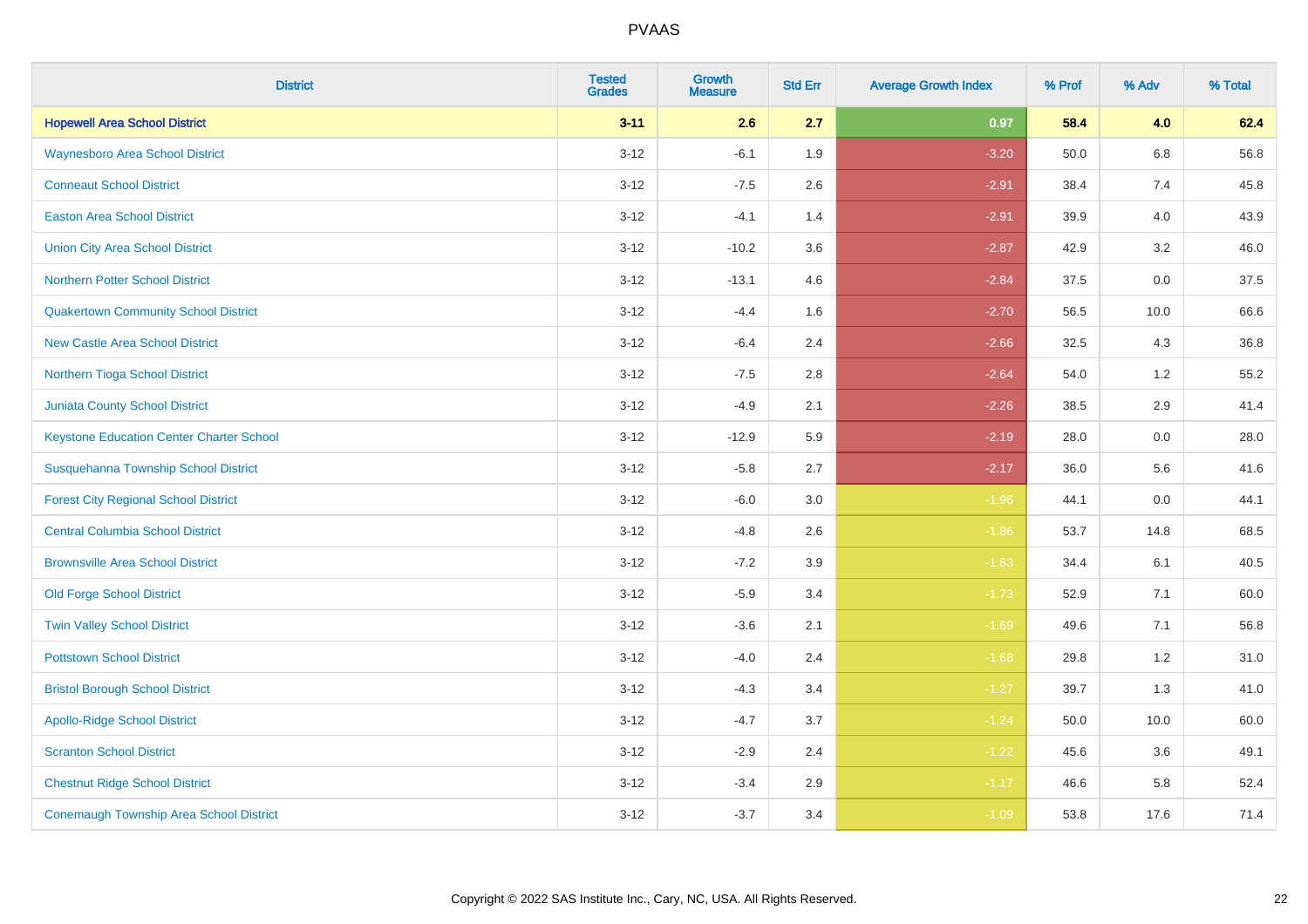# PVAAS

| District | Tested Grades | Growth Measure | Std Err | Average Growth Index | % Prof | % Adv | % Total |
|---|---|---|---|---|---|---|---|
| **Hopewell Area School District** | **3-11** | **2.6** | **2.7** | **0.97** | **58.4** | **4.0** | **62.4** |
| Waynesboro Area School District | 3-12 | -6.1 | 1.9 | -3.20 | 50.0 | 6.8 | 56.8 |
| Conneaut School District | 3-12 | -7.5 | 2.6 | -2.91 | 38.4 | 7.4 | 45.8 |
| Easton Area School District | 3-12 | -4.1 | 1.4 | -2.91 | 39.9 | 4.0 | 43.9 |
| Union City Area School District | 3-12 | -10.2 | 3.6 | -2.87 | 42.9 | 3.2 | 46.0 |
| Northern Potter School District | 3-12 | -13.1 | 4.6 | -2.84 | 37.5 | 0.0 | 37.5 |
| Quakertown Community School District | 3-12 | -4.4 | 1.6 | -2.70 | 56.5 | 10.0 | 66.6 |
| New Castle Area School District | 3-12 | -6.4 | 2.4 | -2.66 | 32.5 | 4.3 | 36.8 |
| Northern Tioga School District | 3-12 | -7.5 | 2.8 | -2.64 | 54.0 | 1.2 | 55.2 |
| Juniata County School District | 3-12 | -4.9 | 2.1 | -2.26 | 38.5 | 2.9 | 41.4 |
| Keystone Education Center Charter School | 3-12 | -12.9 | 5.9 | -2.19 | 28.0 | 0.0 | 28.0 |
| Susquehanna Township School District | 3-12 | -5.8 | 2.7 | -2.17 | 36.0 | 5.6 | 41.6 |
| Forest City Regional School District | 3-12 | -6.0 | 3.0 | -1.96 | 44.1 | 0.0 | 44.1 |
| Central Columbia School District | 3-12 | -4.8 | 2.6 | -1.86 | 53.7 | 14.8 | 68.5 |
| Brownsville Area School District | 3-12 | -7.2 | 3.9 | -1.83 | 34.4 | 6.1 | 40.5 |
| Old Forge School District | 3-12 | -5.9 | 3.4 | -1.73 | 52.9 | 7.1 | 60.0 |
| Twin Valley School District | 3-12 | -3.6 | 2.1 | -1.69 | 49.6 | 7.1 | 56.8 |
| Pottstown School District | 3-12 | -4.0 | 2.4 | -1.68 | 29.8 | 1.2 | 31.0 |
| Bristol Borough School District | 3-12 | -4.3 | 3.4 | -1.27 | 39.7 | 1.3 | 41.0 |
| Apollo-Ridge School District | 3-12 | -4.7 | 3.7 | -1.24 | 50.0 | 10.0 | 60.0 |
| Scranton School District | 3-12 | -2.9 | 2.4 | -1.22 | 45.6 | 3.6 | 49.1 |
| Chestnut Ridge School District | 3-12 | -3.4 | 2.9 | -1.17 | 46.6 | 5.8 | 52.4 |
| Conemaugh Township Area School District | 3-12 | -3.7 | 3.4 | -1.09 | 53.8 | 17.6 | 71.4 |

Copyright © 2022 SAS Institute Inc., Cary, NC, USA. All Rights Reserved.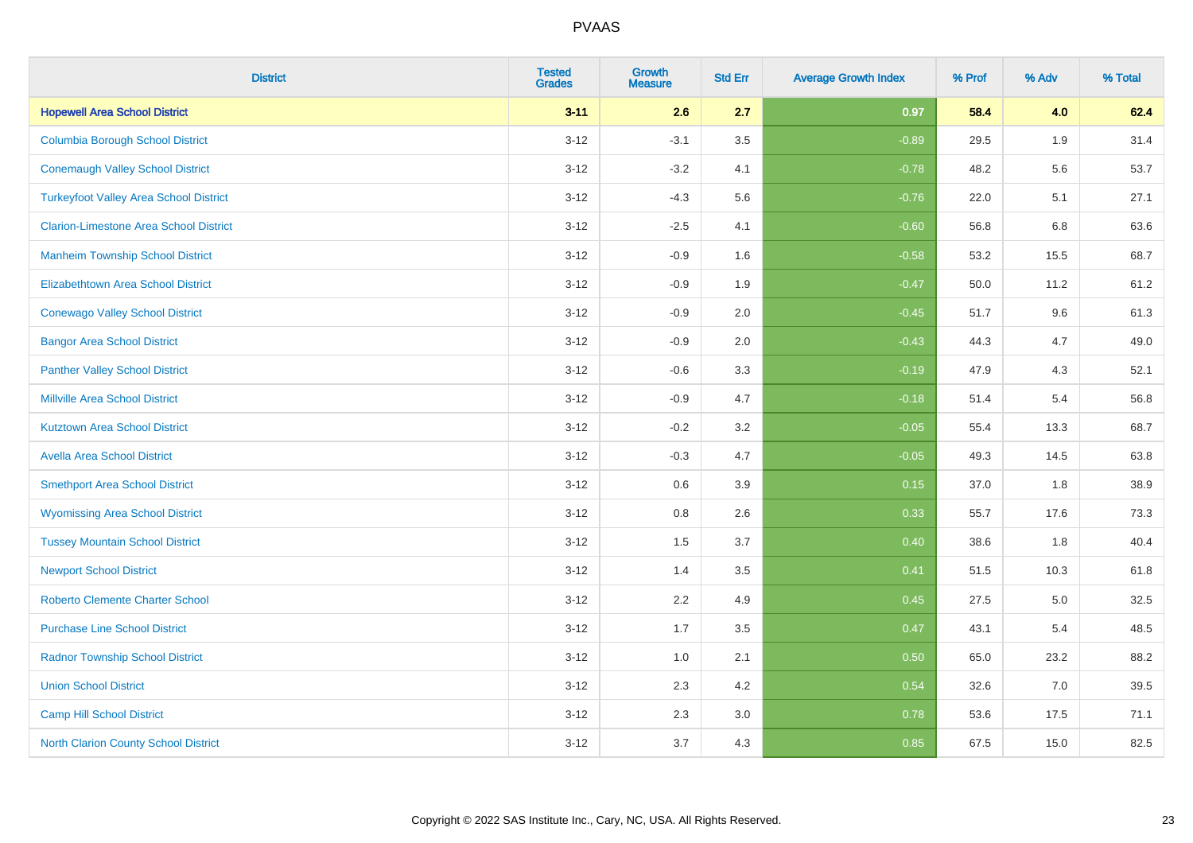PVAAS

| District | Tested Grades | Growth Measure | Std Err | Average Growth Index | % Prof | % Adv | % Total |
|---|---|---|---|---|---|---|---|
| **Hopewell Area School District** | **3-11** | **2.6** | **2.7** | **0.97** | **58.4** | **4.0** | **62.4** |
| Columbia Borough School District | 3-12 | -3.1 | 3.5 | -0.89 | 29.5 | 1.9 | 31.4 |
| Conemaugh Valley School District | 3-12 | -3.2 | 4.1 | -0.78 | 48.2 | 5.6 | 53.7 |
| Turkeyfoot Valley Area School District | 3-12 | -4.3 | 5.6 | -0.76 | 22.0 | 5.1 | 27.1 |
| Clarion-Limestone Area School District | 3-12 | -2.5 | 4.1 | -0.60 | 56.8 | 6.8 | 63.6 |
| Manheim Township School District | 3-12 | -0.9 | 1.6 | -0.58 | 53.2 | 15.5 | 68.7 |
| Elizabethtown Area School District | 3-12 | -0.9 | 1.9 | -0.47 | 50.0 | 11.2 | 61.2 |
| Conewago Valley School District | 3-12 | -0.9 | 2.0 | -0.45 | 51.7 | 9.6 | 61.3 |
| Bangor Area School District | 3-12 | -0.9 | 2.0 | -0.43 | 44.3 | 4.7 | 49.0 |
| Panther Valley School District | 3-12 | -0.6 | 3.3 | -0.19 | 47.9 | 4.3 | 52.1 |
| Millville Area School District | 3-12 | -0.9 | 4.7 | -0.18 | 51.4 | 5.4 | 56.8 |
| Kutztown Area School District | 3-12 | -0.2 | 3.2 | -0.05 | 55.4 | 13.3 | 68.7 |
| Avella Area School District | 3-12 | -0.3 | 4.7 | -0.05 | 49.3 | 14.5 | 63.8 |
| Smethport Area School District | 3-12 | 0.6 | 3.9 | 0.15 | 37.0 | 1.8 | 38.9 |
| Wyomissing Area School District | 3-12 | 0.8 | 2.6 | 0.33 | 55.7 | 17.6 | 73.3 |
| Tussey Mountain School District | 3-12 | 1.5 | 3.7 | 0.40 | 38.6 | 1.8 | 40.4 |
| Newport School District | 3-12 | 1.4 | 3.5 | 0.41 | 51.5 | 10.3 | 61.8 |
| Roberto Clemente Charter School | 3-12 | 2.2 | 4.9 | 0.45 | 27.5 | 5.0 | 32.5 |
| Purchase Line School District | 3-12 | 1.7 | 3.5 | 0.47 | 43.1 | 5.4 | 48.5 |
| Radnor Township School District | 3-12 | 1.0 | 2.1 | 0.50 | 65.0 | 23.2 | 88.2 |
| Union School District | 3-12 | 2.3 | 4.2 | 0.54 | 32.6 | 7.0 | 39.5 |
| Camp Hill School District | 3-12 | 2.3 | 3.0 | 0.78 | 53.6 | 17.5 | 71.1 |
| North Clarion County School District | 3-12 | 3.7 | 4.3 | 0.85 | 67.5 | 15.0 | 82.5 |

Copyright © 2022 SAS Institute Inc., Cary, NC, USA. All Rights Reserved.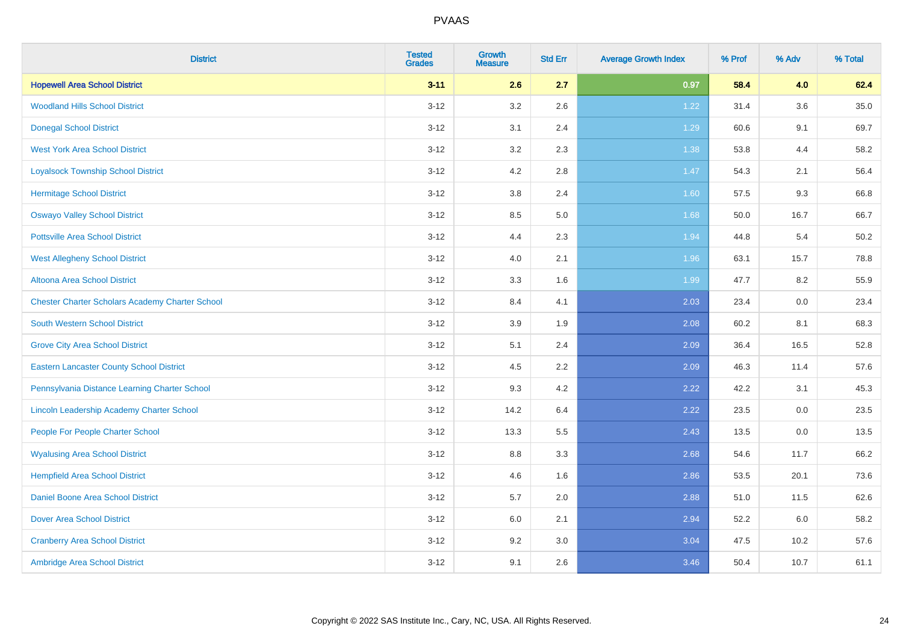PVAAS

| District | Tested Grades | Growth Measure | Std Err | Average Growth Index | % Prof | % Adv | % Total |
|---|---|---|---|---|---|---|---|
| **Hopewell Area School District** | **3-11** | **2.6** | **2.7** | **0.97** | **58.4** | **4.0** | **62.4** |
| Woodland Hills School District | 3-12 | 3.2 | 2.6 | 1.22 | 31.4 | 3.6 | 35.0 |
| Donegal School District | 3-12 | 3.1 | 2.4 | 1.29 | 60.6 | 9.1 | 69.7 |
| West York Area School District | 3-12 | 3.2 | 2.3 | 1.38 | 53.8 | 4.4 | 58.2 |
| Loyalsock Township School District | 3-12 | 4.2 | 2.8 | 1.47 | 54.3 | 2.1 | 56.4 |
| Hermitage School District | 3-12 | 3.8 | 2.4 | 1.60 | 57.5 | 9.3 | 66.8 |
| Oswayo Valley School District | 3-12 | 8.5 | 5.0 | 1.68 | 50.0 | 16.7 | 66.7 |
| Pottsville Area School District | 3-12 | 4.4 | 2.3 | 1.94 | 44.8 | 5.4 | 50.2 |
| West Allegheny School District | 3-12 | 4.0 | 2.1 | 1.96 | 63.1 | 15.7 | 78.8 |
| Altoona Area School District | 3-12 | 3.3 | 1.6 | 1.99 | 47.7 | 8.2 | 55.9 |
| Chester Charter Scholars Academy Charter School | 3-12 | 8.4 | 4.1 | 2.03 | 23.4 | 0.0 | 23.4 |
| South Western School District | 3-12 | 3.9 | 1.9 | 2.08 | 60.2 | 8.1 | 68.3 |
| Grove City Area School District | 3-12 | 5.1 | 2.4 | 2.09 | 36.4 | 16.5 | 52.8 |
| Eastern Lancaster County School District | 3-12 | 4.5 | 2.2 | 2.09 | 46.3 | 11.4 | 57.6 |
| Pennsylvania Distance Learning Charter School | 3-12 | 9.3 | 4.2 | 2.22 | 42.2 | 3.1 | 45.3 |
| Lincoln Leadership Academy Charter School | 3-12 | 14.2 | 6.4 | 2.22 | 23.5 | 0.0 | 23.5 |
| People For People Charter School | 3-12 | 13.3 | 5.5 | 2.43 | 13.5 | 0.0 | 13.5 |
| Wyalusing Area School District | 3-12 | 8.8 | 3.3 | 2.68 | 54.6 | 11.7 | 66.2 |
| Hempfield Area School District | 3-12 | 4.6 | 1.6 | 2.86 | 53.5 | 20.1 | 73.6 |
| Daniel Boone Area School District | 3-12 | 5.7 | 2.0 | 2.88 | 51.0 | 11.5 | 62.6 |
| Dover Area School District | 3-12 | 6.0 | 2.1 | 2.94 | 52.2 | 6.0 | 58.2 |
| Cranberry Area School District | 3-12 | 9.2 | 3.0 | 3.04 | 47.5 | 10.2 | 57.6 |
| Ambridge Area School District | 3-12 | 9.1 | 2.6 | 3.46 | 50.4 | 10.7 | 61.1 |

Copyright © 2022 SAS Institute Inc., Cary, NC, USA. All Rights Reserved.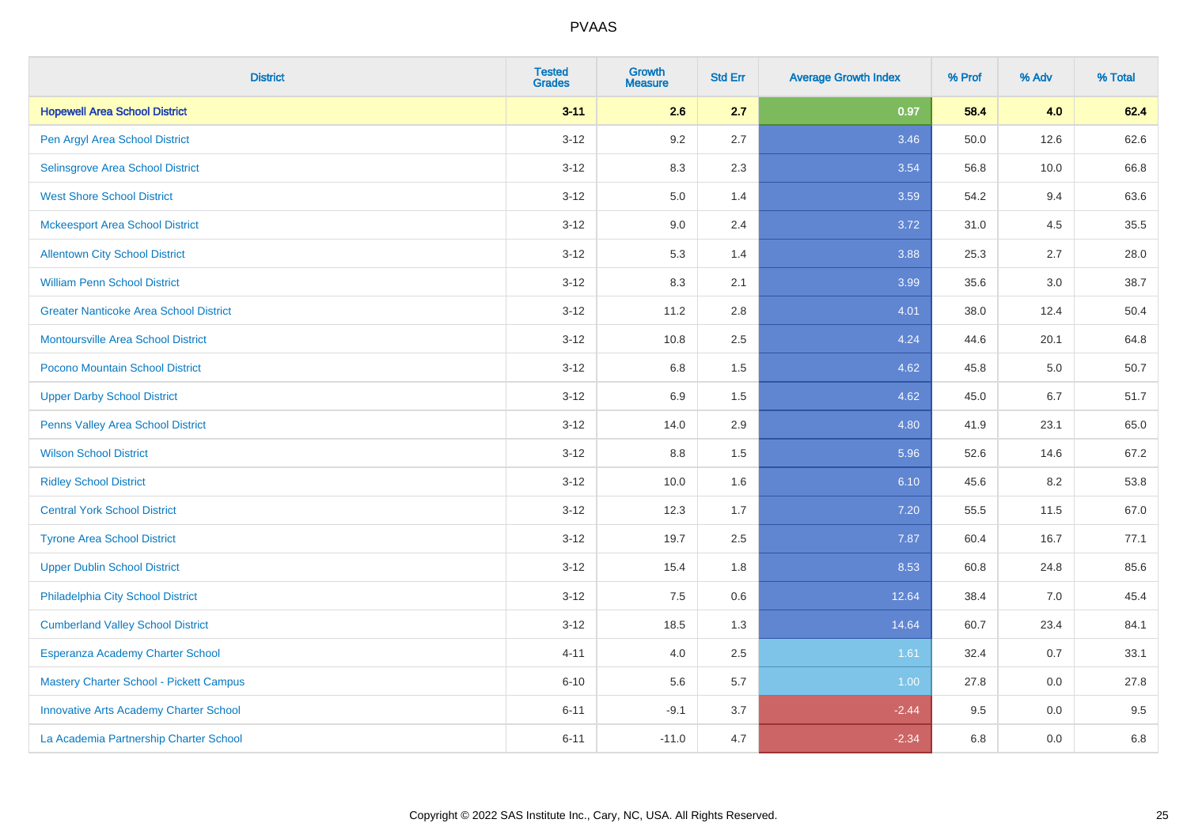# PVAAS

| District | Tested Grades | Growth Measure | Std Err | Average Growth Index | % Prof | % Adv | % Total |
|---|---|---|---|---|---|---|---|
| **Hopewell Area School District** | **3-11** | **2.6** | **2.7** | **0.97** | **58.4** | **4.0** | **62.4** |
| Pen Argyl Area School District | 3-12 | 9.2 | 2.7 | 3.46 | 50.0 | 12.6 | 62.6 |
| Selinsgrove Area School District | 3-12 | 8.3 | 2.3 | 3.54 | 56.8 | 10.0 | 66.8 |
| West Shore School District | 3-12 | 5.0 | 1.4 | 3.59 | 54.2 | 9.4 | 63.6 |
| Mckeesport Area School District | 3-12 | 9.0 | 2.4 | 3.72 | 31.0 | 4.5 | 35.5 |
| Allentown City School District | 3-12 | 5.3 | 1.4 | 3.88 | 25.3 | 2.7 | 28.0 |
| William Penn School District | 3-12 | 8.3 | 2.1 | 3.99 | 35.6 | 3.0 | 38.7 |
| Greater Nanticoke Area School District | 3-12 | 11.2 | 2.8 | 4.01 | 38.0 | 12.4 | 50.4 |
| Montoursville Area School District | 3-12 | 10.8 | 2.5 | 4.24 | 44.6 | 20.1 | 64.8 |
| Pocono Mountain School District | 3-12 | 6.8 | 1.5 | 4.62 | 45.8 | 5.0 | 50.7 |
| Upper Darby School District | 3-12 | 6.9 | 1.5 | 4.62 | 45.0 | 6.7 | 51.7 |
| Penns Valley Area School District | 3-12 | 14.0 | 2.9 | 4.80 | 41.9 | 23.1 | 65.0 |
| Wilson School District | 3-12 | 8.8 | 1.5 | 5.96 | 52.6 | 14.6 | 67.2 |
| Ridley School District | 3-12 | 10.0 | 1.6 | 6.10 | 45.6 | 8.2 | 53.8 |
| Central York School District | 3-12 | 12.3 | 1.7 | 7.20 | 55.5 | 11.5 | 67.0 |
| Tyrone Area School District | 3-12 | 19.7 | 2.5 | 7.87 | 60.4 | 16.7 | 77.1 |
| Upper Dublin School District | 3-12 | 15.4 | 1.8 | 8.53 | 60.8 | 24.8 | 85.6 |
| Philadelphia City School District | 3-12 | 7.5 | 0.6 | 12.64 | 38.4 | 7.0 | 45.4 |
| Cumberland Valley School District | 3-12 | 18.5 | 1.3 | 14.64 | 60.7 | 23.4 | 84.1 |
| Esperanza Academy Charter School | 4-11 | 4.0 | 2.5 | 1.61 | 32.4 | 0.7 | 33.1 |
| Mastery Charter School - Pickett Campus | 6-10 | 5.6 | 5.7 | 1.00 | 27.8 | 0.0 | 27.8 |
| Innovative Arts Academy Charter School | 6-11 | -9.1 | 3.7 | -2.44 | 9.5 | 0.0 | 9.5 |
| La Academia Partnership Charter School | 6-11 | -11.0 | 4.7 | -2.34 | 6.8 | 0.0 | 6.8 |

Copyright © 2022 SAS Institute Inc., Cary, NC, USA. All Rights Reserved.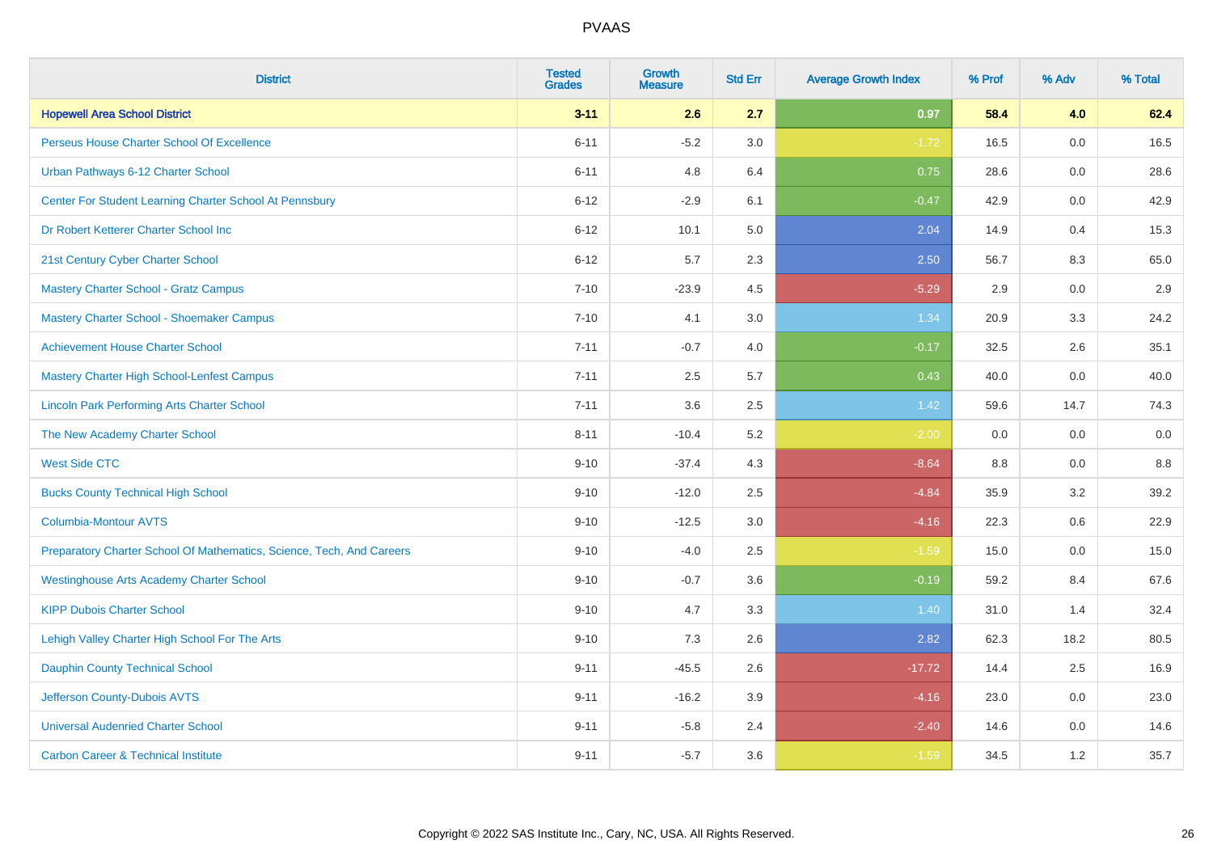# PVAAS

| District | Tested Grades | Growth Measure | Std Err | Average Growth Index | % Prof | % Adv | % Total |
|---|---|---|---|---|---|---|---|
| **Hopewell Area School District** | **3-11** | **2.6** | **2.7** | **0.97** | **58.4** | **4.0** | **62.4** |
| Perseus House Charter School Of Excellence | 6-11 | -5.2 | 3.0 | -1.72 | 16.5 | 0.0 | 16.5 |
| Urban Pathways 6-12 Charter School | 6-11 | 4.8 | 6.4 | 0.75 | 28.6 | 0.0 | 28.6 |
| Center For Student Learning Charter School At Pennsbury | 6-12 | -2.9 | 6.1 | -0.47 | 42.9 | 0.0 | 42.9 |
| Dr Robert Ketterer Charter School Inc | 6-12 | 10.1 | 5.0 | 2.04 | 14.9 | 0.4 | 15.3 |
| 21st Century Cyber Charter School | 6-12 | 5.7 | 2.3 | 2.50 | 56.7 | 8.3 | 65.0 |
| Mastery Charter School - Gratz Campus | 7-10 | -23.9 | 4.5 | -5.29 | 2.9 | 0.0 | 2.9 |
| Mastery Charter School - Shoemaker Campus | 7-10 | 4.1 | 3.0 | 1.34 | 20.9 | 3.3 | 24.2 |
| Achievement House Charter School | 7-11 | -0.7 | 4.0 | -0.17 | 32.5 | 2.6 | 35.1 |
| Mastery Charter High School-Lenfest Campus | 7-11 | 2.5 | 5.7 | 0.43 | 40.0 | 0.0 | 40.0 |
| Lincoln Park Performing Arts Charter School | 7-11 | 3.6 | 2.5 | 1.42 | 59.6 | 14.7 | 74.3 |
| The New Academy Charter School | 8-11 | -10.4 | 5.2 | -2.00 | 0.0 | 0.0 | 0.0 |
| West Side CTC | 9-10 | -37.4 | 4.3 | -8.64 | 8.8 | 0.0 | 8.8 |
| Bucks County Technical High School | 9-10 | -12.0 | 2.5 | -4.84 | 35.9 | 3.2 | 39.2 |
| Columbia-Montour AVTS | 9-10 | -12.5 | 3.0 | -4.16 | 22.3 | 0.6 | 22.9 |
| Preparatory Charter School Of Mathematics, Science, Tech, And Careers | 9-10 | -4.0 | 2.5 | -1.59 | 15.0 | 0.0 | 15.0 |
| Westinghouse Arts Academy Charter School | 9-10 | -0.7 | 3.6 | -0.19 | 59.2 | 8.4 | 67.6 |
| KIPP Dubois Charter School | 9-10 | 4.7 | 3.3 | 1.40 | 31.0 | 1.4 | 32.4 |
| Lehigh Valley Charter High School For The Arts | 9-10 | 7.3 | 2.6 | 2.82 | 62.3 | 18.2 | 80.5 |
| Dauphin County Technical School | 9-11 | -45.5 | 2.6 | -17.72 | 14.4 | 2.5 | 16.9 |
| Jefferson County-Dubois AVTS | 9-11 | -16.2 | 3.9 | -4.16 | 23.0 | 0.0 | 23.0 |
| Universal Audenried Charter School | 9-11 | -5.8 | 2.4 | -2.40 | 14.6 | 0.0 | 14.6 |
| Carbon Career & Technical Institute | 9-11 | -5.7 | 3.6 | -1.59 | 34.5 | 1.2 | 35.7 |

Copyright © 2022 SAS Institute Inc., Cary, NC, USA. All Rights Reserved.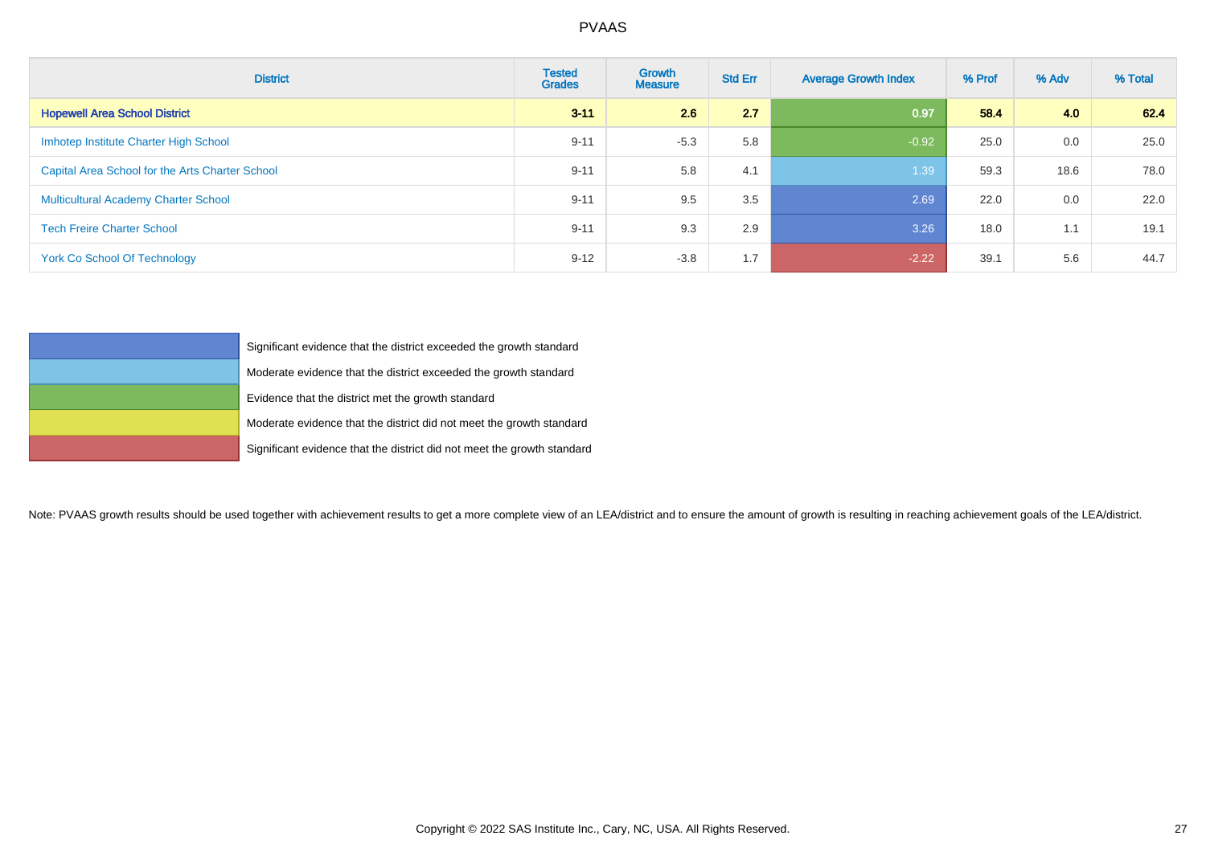PVAAS

| District | Tested Grades | Growth Measure | Std Err | Average Growth Index | % Prof | % Adv | % Total |
|---|---|---|---|---|---|---|---|
| **Hopewell Area School District** | **3-11** | **2.6** | **2.7** | **0.97** | **58.4** | **4.0** | **62.4** |
| Imhotep Institute Charter High School | 9-11 | -5.3 | 5.8 | -0.92 | 25.0 | 0.0 | 25.0 |
| Capital Area School for the Arts Charter School | 9-11 | 5.8 | 4.1 | 1.39 | 59.3 | 18.6 | 78.0 |
| Multicultural Academy Charter School | 9-11 | 9.5 | 3.5 | 2.69 | 22.0 | 0.0 | 22.0 |
| Tech Freire Charter School | 9-11 | 9.3 | 2.9 | 3.26 | 18.0 | 1.1 | 19.1 |
| York Co School Of Technology | 9-12 | -3.8 | 1.7 | -2.22 | 39.1 | 5.6 | 44.7 |

Significant evidence that the district exceeded the growth standard

Moderate evidence that the district exceeded the growth standard

Evidence that the district met the growth standard

Moderate evidence that the district did not meet the growth standard

Significant evidence that the district did not meet the growth standard

Note: PVAAS growth results should be used together with achievement results to get a more complete view of an LEA/district and to ensure the amount of growth is resulting in reaching achievement goals of the LEA/district.

Copyright © 2022 SAS Institute Inc., Cary, NC, USA. All Rights Reserved.